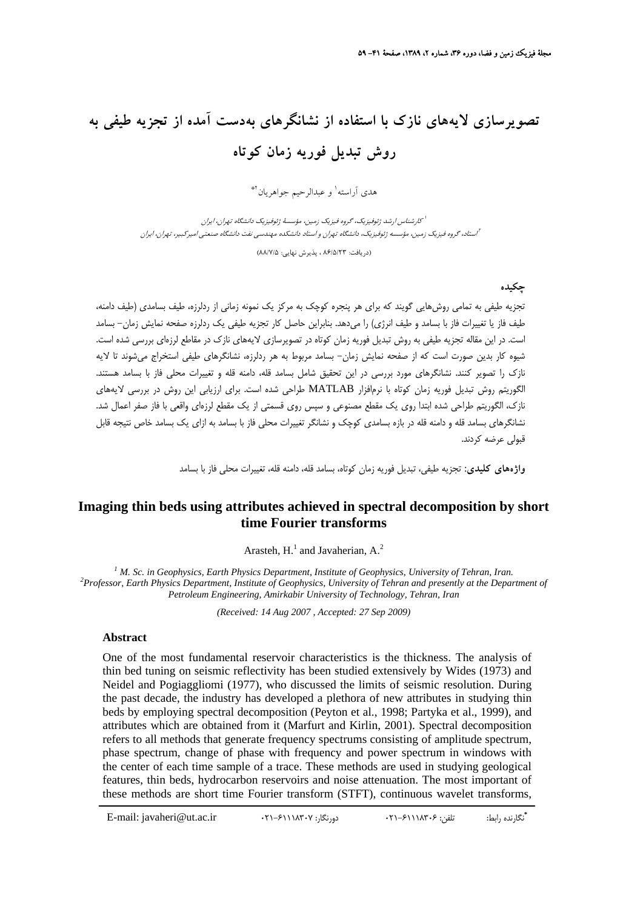# تصویرسازی لایه‌های نازک با استفاده از نشانگرهای به‌دست آمده از تجزیه طیفی به روش تبدیل فوریه زمان کوتاه

هدی آراسته[1] و عبدالرحیم جواهریان[2*]

[1] کارشناس ارشد ژئوفیزیک، گروه فیزیک زمین، مؤسسهٔ ژئوفیزیک دانشگاه تهران، ایران

[2] استاد، گروه فیزیک زمین، مؤسسه ژئوفیزیک، دانشگاه تهران و استاد دانشکده مهندسی نفت دانشگاه صنعتی امیرکبیر، تهران، ایران

(دریافت: ۸۶/۵/۲۳ ، پذیرش نهایی: ۸۸/۷/۵)

## چکیده

تجزیه طیفی به تمامی روش‌هایی گویند که برای هر پنجره کوچک به مرکز یک نمونه زمانی از ردلرزه، طیف بسامدی (طیف دامنه، طیف فاز یا تغییرات فاز با بسامد و طیف انرژی) را می‌دهد. بنابراین حاصل کار تجزیه طیفی یک ردلرزه صفحه نمایش زمان- بسامد است. در این مقاله تجزیه طیفی به روش تبدیل فوریه زمان کوتاه در تصویرسازی لایه‌های نازک در مقاطع لرزه‌ای بررسی شده است. شیوه کار بدین صورت است که از صفحه نمایش زمان- بسامد مربوط به هر ردلرزه، نشانگرهای طیفی استخراج می‌شوند تا لایه نازک را تصویر کنند. نشانگرهای مورد بررسی در این تحقیق شامل بسامد قله، دامنه قله و تغییرات محلی فاز با بسامد هستند. الگوریتم روش تبدیل فوریه زمان کوتاه با نرم‌افزار MATLAB طراحی شده است. برای ارزیابی این روش در بررسی لایه‌های نازک، الگوریتم طراحی شده ابتدا روی یک مقطع مصنوعی و سپس روی قسمتی از یک مقطع لرزه‌ای واقعی با فاز صفر اعمال شد. نشانگرهای بسامد قله و دامنه قله در بازه بسامدی کوچک و نشانگر تغییرات محلی فاز با بسامد به ازای یک بسامد خاص نتیجه قابل قبولی عرضه کردند.

**واژه‌های کلیدی**: تجزیه طیفی، تبدیل فوریه زمان کوتاه، بسامد قله، دامنه قله، تغییرات محلی فاز با بسامد

# Imaging thin beds using attributes achieved in spectral decomposition by short time Fourier transforms

Arasteh, H.[1] and Javaherian, A.[2]

[1] *M. Sc. in Geophysics, Earth Physics Department, Institute of Geophysics, University of Tehran, Iran.*
[2] *Professor, Earth Physics Department, Institute of Geophysics, University of Tehran and presently at the Department of Petroleum Engineering, Amirkabir University of Technology, Tehran, Iran*

*(Received: 14 Aug 2007 , Accepted: 27 Sep 2009)*

### Abstract

One of the most fundamental reservoir characteristics is the thickness. The analysis of thin bed tuning on seismic reflectivity has been studied extensively by Wides (1973) and Neidel and Pogiaggliomi (1977), who discussed the limits of seismic resolution. During the past decade, the industry has developed a plethora of new attributes in studying thin beds by employing spectral decomposition (Peyton et al., 1998; Partyka et al., 1999), and attributes which are obtained from it (Marfurt and Kirlin, 2001). Spectral decomposition refers to all methods that generate frequency spectrums consisting of amplitude spectrum, phase spectrum, change of phase with frequency and power spectrum in windows with the center of each time sample of a trace. These methods are used in studying geological features, thin beds, hydrocarbon reservoirs and noise attenuation. The most important of these methods are short time Fourier transform (STFT), continuous wavelet transforms,

---

*نگارنده رابط: تلفن: ۰۲۱-۶۱۱۱۸۳۰۶ دورنگار: ۰۲۱-۶۱۱۱۸۳۰۷ E-mail: javaheri@ut.ac.ir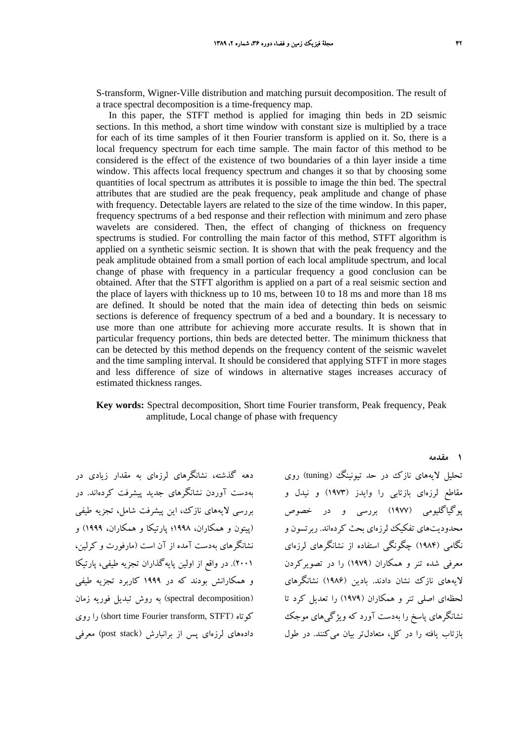S-transform, Wigner-Ville distribution and matching pursuit decomposition. The result of a trace spectral decomposition is a time-frequency map.

In this paper, the STFT method is applied for imaging thin beds in 2D seismic sections. In this method, a short time window with constant size is multiplied by a trace for each of its time samples of it then Fourier transform is applied on it. So, there is a local frequency spectrum for each time sample. The main factor of this method to be considered is the effect of the existence of two boundaries of a thin layer inside a time window. This affects local frequency spectrum and changes it so that by choosing some quantities of local spectrum as attributes it is possible to image the thin bed. The spectral attributes that are studied are the peak frequency, peak amplitude and change of phase with frequency. Detectable layers are related to the size of the time window. In this paper, frequency spectrums of a bed response and their reflection with minimum and zero phase wavelets are considered. Then, the effect of changing of thickness on frequency spectrums is studied. For controlling the main factor of this method, STFT algorithm is applied on a synthetic seismic section. It is shown that with the peak frequency and the peak amplitude obtained from a small portion of each local amplitude spectrum, and local change of phase with frequency in a particular frequency a good conclusion can be obtained. After that the STFT algorithm is applied on a part of a real seismic section and the place of layers with thickness up to 10 ms, between 10 to 18 ms and more than 18 ms are defined. It should be noted that the main idea of detecting thin beds on seismic sections is deference of frequency spectrum of a bed and a boundary. It is necessary to use more than one attribute for achieving more accurate results. It is shown that in particular frequency portions, thin beds are detected better. The minimum thickness that can be detected by this method depends on the frequency content of the seismic wavelet and the time sampling interval. It should be considered that applying STFT in more stages and less difference of size of windows in alternative stages increases accuracy of estimated thickness ranges.

**Key words:** Spectral decomposition, Short time Fourier transform, Peak frequency, Peak amplitude, Local change of phase with frequency

## ۱ مقدمه

تحلیل لایه‌های نازک در حد تیونینگ (tuning) روی مقاطع لرزه‌ای بازتابی را وایدز (۱۹۷۳) و نیدل و پوگیاگلیومی (۱۹۷۷) بررسی و در خصوص محدودیت‌های تفکیک لرزه‌ای بحث کرده‌اند. ربرتسون و نگامی (۱۹۸۴) چگونگی استفاده از نشانگرهای لرزه‌ای معرفی شده تنر و همکاران (۱۹۷۹) را در تصویرکردن لایه‌های نازک نشان دادند. بادین (۱۹۸۶) نشانگرهای لحظه‌ای اصلی تنر و همکاران (۱۹۷۹) را تعدیل کرد تا نشانگرهای پاسخ را به‌دست آورد که ویژگی‌های موجک بازتاب یافته را در کل، متعادل‌تر بیان می‌کنند. در طول دهه گذشته، نشانگرهای لرزه‌ای به مقدار زیادی در به‌دست آوردن نشانگرهای جدید پیشرفت کرده‌اند. در بررسی لایه‌های نازک، این پیشرفت شامل، تجزیه طیفی (پیتون و همکاران، ۱۹۹۸؛ پارتیکا و همکاران، ۱۹۹۹) و نشانگرهای به‌دست آمده از آن است (مارفورت و کرلین، ۲۰۰۱). در واقع از اولین پایه‌گذاران تجزیه طیفی، پارتیکا و همکارانش بودند که در ۱۹۹۹ کاربرد تجزیه طیفی (spectral decomposition) به روش تبدیل فوریه زمان کوتاه (short time Fourier transform, STFT) را روی داده‌های لرزه‌ای پس از برانبارش (post stack) معرفی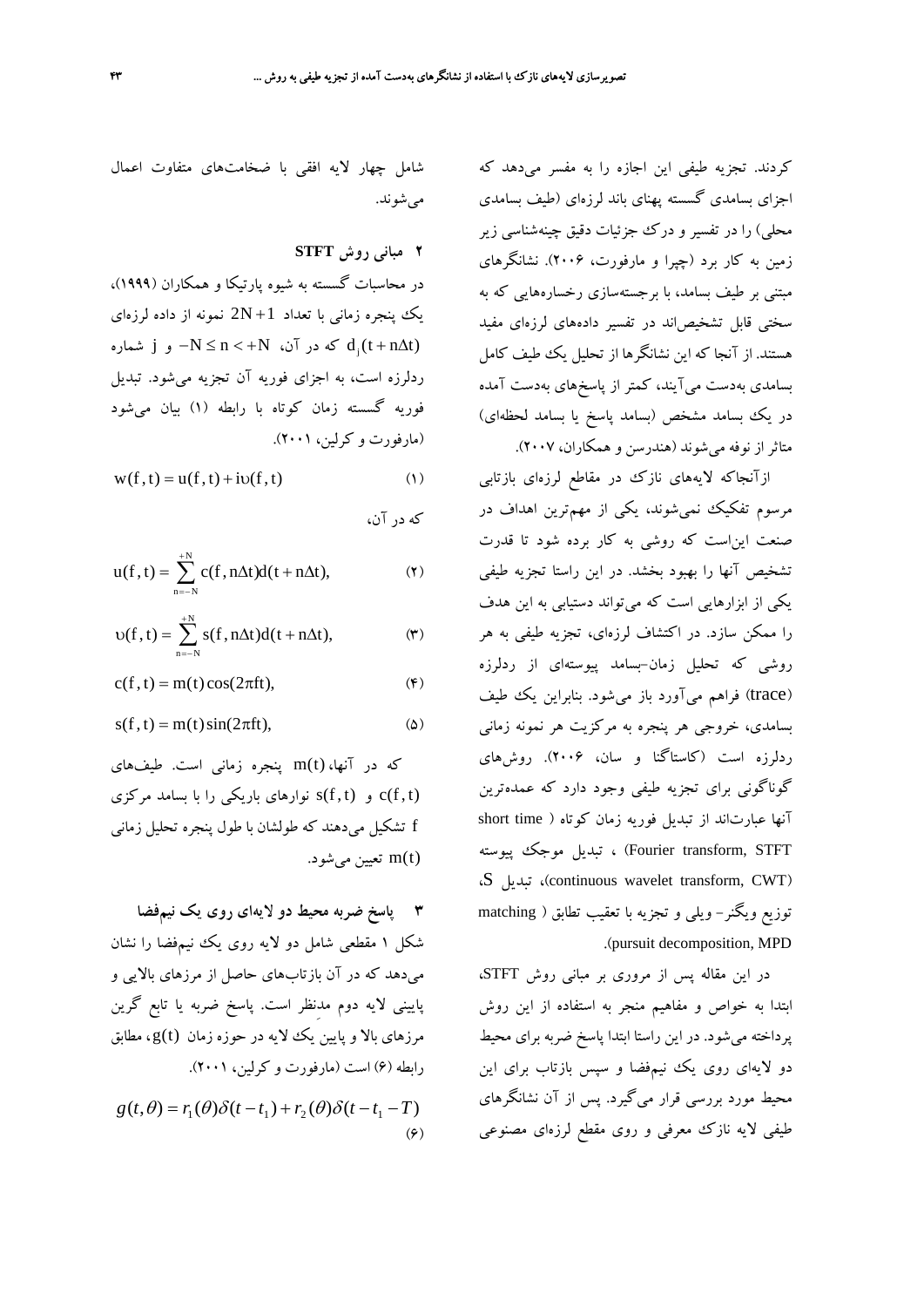کردند. تجزیه طیفی این اجازه را به مفسر می‌دهد که اجزای بسامدی گسسته پهنای باند لرزه‌ای (طیف بسامدی محلی) را در تفسیر و درک جزئیات دقیق چینه‌شناسی زیر زمین به کار برد (چپرا و مارفورت، ۲۰۰۶). نشانگرهای مبتنی بر طیف بسامد، با برجسته‌سازی رخساره‌هایی که به سختی قابل تشخیص‌اند در تفسیر داده‌های لرزه‌ای مفید هستند. از آنجا که این نشانگرها از تحلیل یک طیف کامل بسامدی به‌دست می‌آیند، کمتر از پاسخ‌های به‌دست آمده در یک بسامد مشخص (بسامد پاسخ یا بسامد لحظه‌ای) متاثر از نوفه می‌شوند (هندرسن و همکاران، ۲۰۰۷).

ازآنجاکه لایه‌های نازک در مقاطع لرزه‌ای بازتابی مرسوم تفکیک نمی‌شوند، یکی از مهم‌ترین اهداف در صنعت این‌است که روشی به کار برده شود تا قدرت تشخیص آنها را بهبود بخشد. در این راستا تجزیه طیفی یکی از ابزارهایی است که می‌تواند دستیابی به این هدف را ممکن سازد. در اکتشاف لرزه‌ای، تجزیه طیفی به هر روشی که تحلیل زمان–بسامد پیوسته‌ای از ردلرزه (trace) فراهم می‌آورد باز می‌شود. بنابراین یک طیف بسامدی، خروجی هر پنجره به مرکزیت هر نمونه زمانی ردلرزه است (کاستاگنا و سان، ۲۰۰۶). روش‌های گوناگونی برای تجزیه طیفی وجود دارد که عمده‌ترین آنها عبارت‌اند از تبدیل فوریه زمان کوتاه ( short time Fourier transform, STFT) ، تبدیل موجک پیوسته (continuous wavelet transform, CWT)، تبدیل S، توزیع ویگنر- ویلی و تجزیه با تعقیب تطابق ( matching pursuit decomposition, MPD).

در این مقاله پس از مروری بر مبانی روش STFT، ابتدا به خواص و مفاهیم منجر به استفاده از این روش پرداخته می‌شود. در این راستا ابتدا پاسخ ضربه برای محیط دو لایه‌ای روی یک نیم‌فضا و سپس بازتاب برای این محیط مورد بررسی قرار می‌گیرد. پس از آن نشانگرهای طیفی لایه نازک معرفی و روی مقطع لرزه‌ای مصنوعی شامل چهار لایه افقی با ضخامت‌های متفاوت اعمال می‌شوند.

## ۲ مبانی روش STFT

در محاسبات گسسته به شیوه پارتیکا و همکاران (۱۹۹۹)، یک پنجره زمانی با تعداد $2N+1$ نمونه از داده لرزه‌ای $d_j(t+n\Delta t)$ که در آن، $-N \le n < +N$ و $j$ شماره ردلرزه است، به اجزای فوریه آن تجزیه می‌شود. تبدیل فوریه گسسته زمان کوتاه با رابطه (۱) بیان می‌شود (مارفورت و کرلین، ۲۰۰۱).

$$w(f,t) = u(f,t) + i\upsilon(f,t) \qquad (۱)$$

که در آن،

$$u(f,t) = \sum_{n=-N}^{+N} c(f, n\Delta t) d(t+n\Delta t), \qquad (۲)$$

$$\upsilon(f,t) = \sum_{n=-N}^{+N} s(f, n\Delta t) d(t+n\Delta t), \qquad (۳)$$

$$c(f,t) = m(t)\cos(2\pi ft), \qquad (۴)$$

$$s(f,t) = m(t)\sin(2\pi ft), \qquad (۵)$$

که در آنها، $m(t)$ پنجره زمانی است. طیف‌های $c(f,t)$ و $s(f,t)$ نوارهای باریکی را با بسامد مرکزی $f$ تشکیل می‌دهند که طولشان با طول پنجره تحلیل زمانی $m(t)$ تعیین می‌شود.

## ۳ پاسخ ضربه محیط دو لایه‌ای روی یک نیم‌فضا

شکل ۱ مقطعی شامل دو لایه روی یک نیم‌فضا را نشان می‌دهد که در آن بازتاب‌های حاصل از مرزهای بالایی و پایینی لایه دوم مدنظر است. پاسخ ضربه یا تابع گرین مرزهای بالا و پایین یک لایه در حوزه زمان $g(t)$، مطابق رابطه (۶) است (مارفورت و کرلین، ۲۰۰۱).

$$g(t,\theta) = r_1(\theta)\delta(t-t_1) + r_2(\theta)\delta(t-t_1-T) \qquad (۶)$$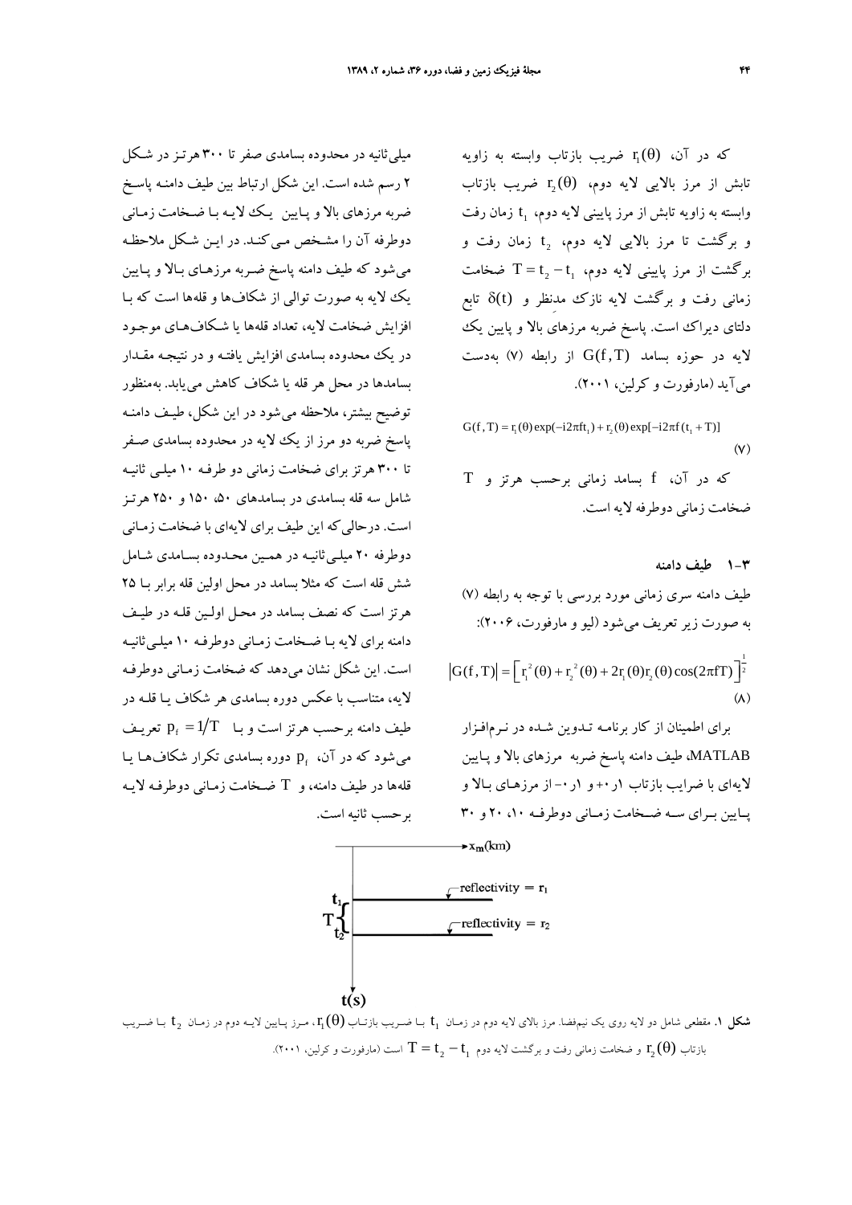که در آن، $r_1(\theta)$ ضریب بازتاب وابسته به زاویه تابش از مرز بالایی لایه دوم، $r_2(\theta)$ ضریب بازتاب وابسته به زاویه تابش از مرز پایینی لایه دوم، $t_1$ زمان رفت و برگشت تا مرز بالایی لایه دوم، $t_2$ زمان رفت و برگشت از مرز پایینی لایه دوم، $T = t_2 - t_1$ ضخامت زمانی رفت و برگشت لایه نازک مدنظر و $\delta(t)$ تابع دلتای دیراک است. پاسخ ضربه مرزهای بالا و پایین یک لایه در حوزه بسامد $G(f,T)$ از رابطه (۷) به‌دست می‌آید (مارفورت و کرلین، ۲۰۰۱).

$$G(f,T) = r_1(\theta)\exp(-i2\pi f t_1) + r_2(\theta)\exp[-i2\pi f(t_1 + T)] \tag{۷}$$

که در آن، $f$ بسامد زمانی برحسب هرتز و $T$ ضخامت زمانی دوطرفه لایه است.

### ۱-۳ طیف دامنه

طیف دامنه سری زمانی مورد بررسی با توجه به رابطه (۷) به صورت زیر تعریف می‌شود (لیو و مارفورت، ۲۰۰۶):

$$|G(f,T)| = \left[r_1^2(\theta) + r_2^2(\theta) + 2r_1(\theta)r_2(\theta)\cos(2\pi fT)\right]^{\frac{1}{2}} \tag{۸}$$

برای اطمینان از کار برنامه تدوین شده در نرم‌افزار MATLAB، طیف دامنه پاسخ ضربه مرزهای بالا و پایین لایه‌ای با ضرایب بازتاب ۰/۱+ و ۰/۱- از مرزهای بالا و پایین برای سه ضخامت زمانی دوطرفه ۱۰، ۲۰ و ۳۰ میلی‌ثانیه در محدوده بسامدی صفر تا ۳۰۰ هرتز در شکل ۲ رسم شده است. این شکل ارتباط بین طیف دامنه پاسخ ضربه مرزهای بالا و پایین یک لایه با ضخامت زمانی دوطرفه آن را مشخص می‌کند. در این شکل ملاحظه می‌شود که طیف دامنه پاسخ ضربه مرزهای بالا و پایین یک لایه به صورت توالی از شکاف‌ها و قله‌ها است که با افزایش ضخامت لایه، تعداد قله‌ها یا شکاف‌های موجود در یک محدوده بسامدی افزایش یافته و در نتیجه مقدار بسامدها در محل هر قله یا شکاف کاهش می‌یابد. به‌منظور توضیح بیشتر، ملاحظه می‌شود در این شکل، طیف دامنه پاسخ ضربه دو مرز از یک لایه در محدوده بسامدی صفر تا ۳۰۰ هرتز برای ضخامت زمانی دو طرفه ۱۰ میلی ثانیه شامل سه قله بسامدی در بسامدهای ۵۰، ۱۵۰ و ۲۵۰ هرتز است. درحالی‌که این طیف برای لایه‌ای با ضخامت زمانی دوطرفه ۲۰ میلی‌ثانیه در همین محدوده بسامدی شامل شش قله است که مثلا بسامد در محل اولین قله برابر با ۲۵ هرتز است که نصف بسامد در محل اولین قله در طیف دامنه برای لایه با ضخامت زمانی دوطرفه ۱۰ میلی‌ثانیه است. این شکل نشان می‌دهد که ضخامت زمانی دوطرفه لایه، متناسب با عکس دوره بسامدی هر شکاف یا قله در طیف دامنه برحسب هرتز است و با $p_f = 1/T$ تعریف می‌شود که در آن، $p_f$ دوره بسامدی تکرار شکاف‌ها یا قله‌ها در طیف دامنه، و $T$ ضخامت زمانی دوطرفه لایه برحسب ثانیه است.

**شکل ۱.** مقطعی شامل دو لایه روی یک نیم‌فضا. مرز بالای لایه دوم در زمان $t_1$ با ضریب بازتاب $r_1(\theta)$، مرز پایین لایه دوم در زمان $t_2$ با ضریب بازتاب $r_2(\theta)$ و ضخامت زمانی رفت و برگشت لایه دوم $T = t_2 - t_1$ است (مارفورت و کرلین، ۲۰۰۱).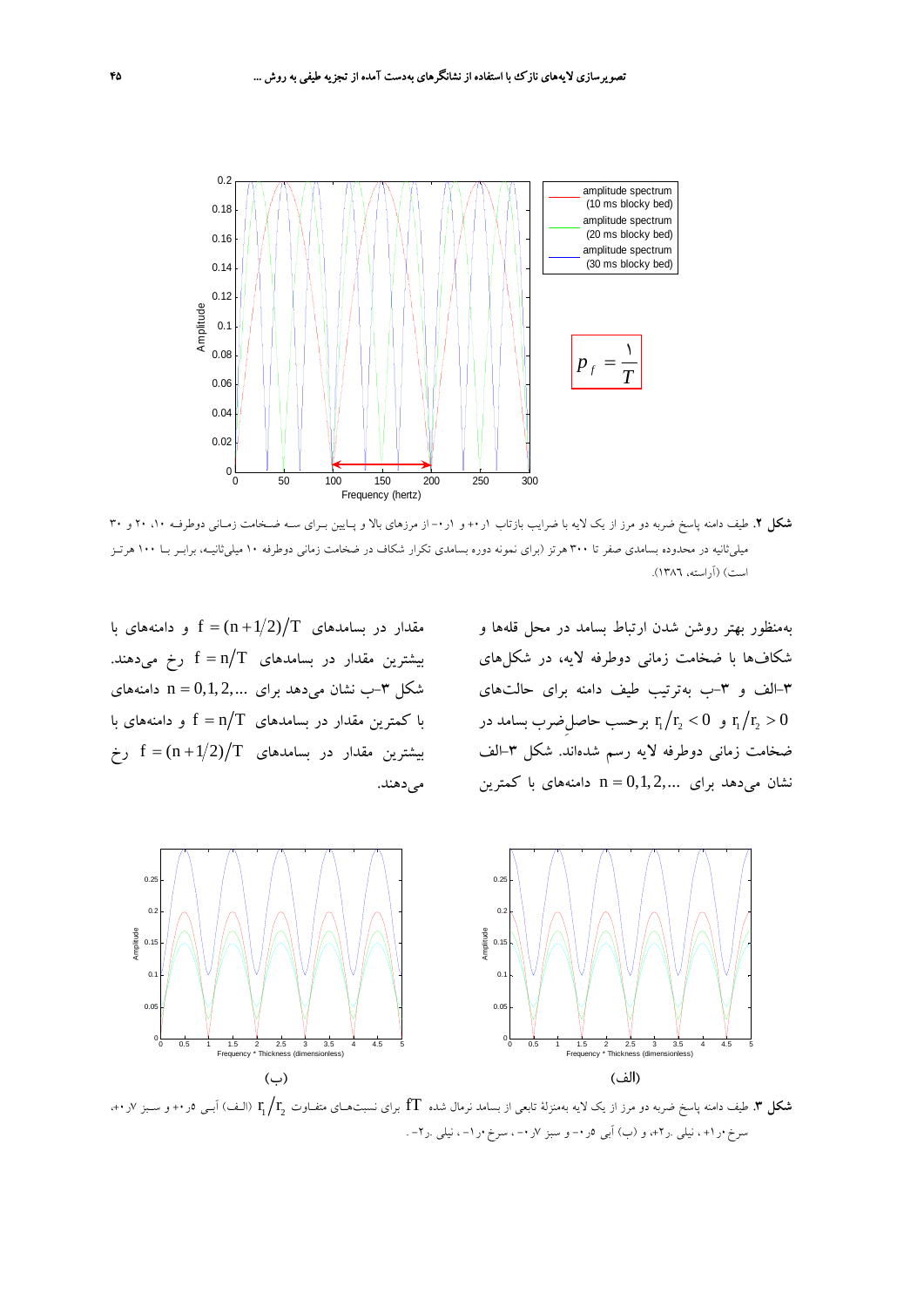**شکل ۲.** طیف دامنه پاسخ ضربه دو مرز از یک لایه با ضرایب بازتاب ۱ر۰+ و ۱ر۰- از مرزهای بالا و پایین برای سه ضخامت زمانی دوطرفه ۱۰، ۲۰ و ۳۰ میلی‌ثانیه در محدوده بسامدی صفر تا ۳۰۰ هرتز (برای نمونه دوره بسامدی تکرار شکاف در ضخامت زمانی دوطرفه ۱۰ میلی‌ثانیه، برابر با ۱۰۰ هرتز است) (آراسته، ۱۳۸٦).

به‌منظور بهتر روشن شدن ارتباط بسامد در محل قله‌ها و شکاف‌ها با ضخامت زمانی دوطرفه لایه، در شکل‌های ۳-الف و ۳-ب به‌ترتیب طیف دامنه برای حالت‌های $r_1/r_2 > 0$ و $r_1/r_2 < 0$ برحسب حاصل‌ضرب بسامد در ضخامت زمانی دوطرفه لایه رسم شده‌اند. شکل ۳-الف نشان می‌دهد برای $n = 0,1,2,...$ دامنه‌های با کمترین مقدار در بسامدهای $f = (n+1/2)/T$ و دامنه‌های با بیشترین مقدار در بسامدهای $f = n/T$ رخ می‌دهند. شکل ۳-ب نشان می‌دهد برای $n = 0,1,2,...$ دامنه‌های با کمترین مقدار در بسامدهای $f = n/T$ و دامنه‌های با بیشترین مقدار در بسامدهای $f = (n+1/2)/T$ رخ می‌دهند.

**شکل ۳.** طیف دامنه پاسخ ضربه دو مرز از یک لایه به‌منزلهٔ تابعی از بسامد نرمال شده $fT$ برای نسبت‌های متفاوت $r_1/r_2$ (الف) آبی ۵ر۰+ و سبز ۷ر۰+، سرخ ۰ر۱+ ، نیلی ۰ر۲+، و (ب) آبی ۵ر۰- و سبز ۷ر۰- ، سرخ ۰ر۱- ، نیلی ۰ر۲- .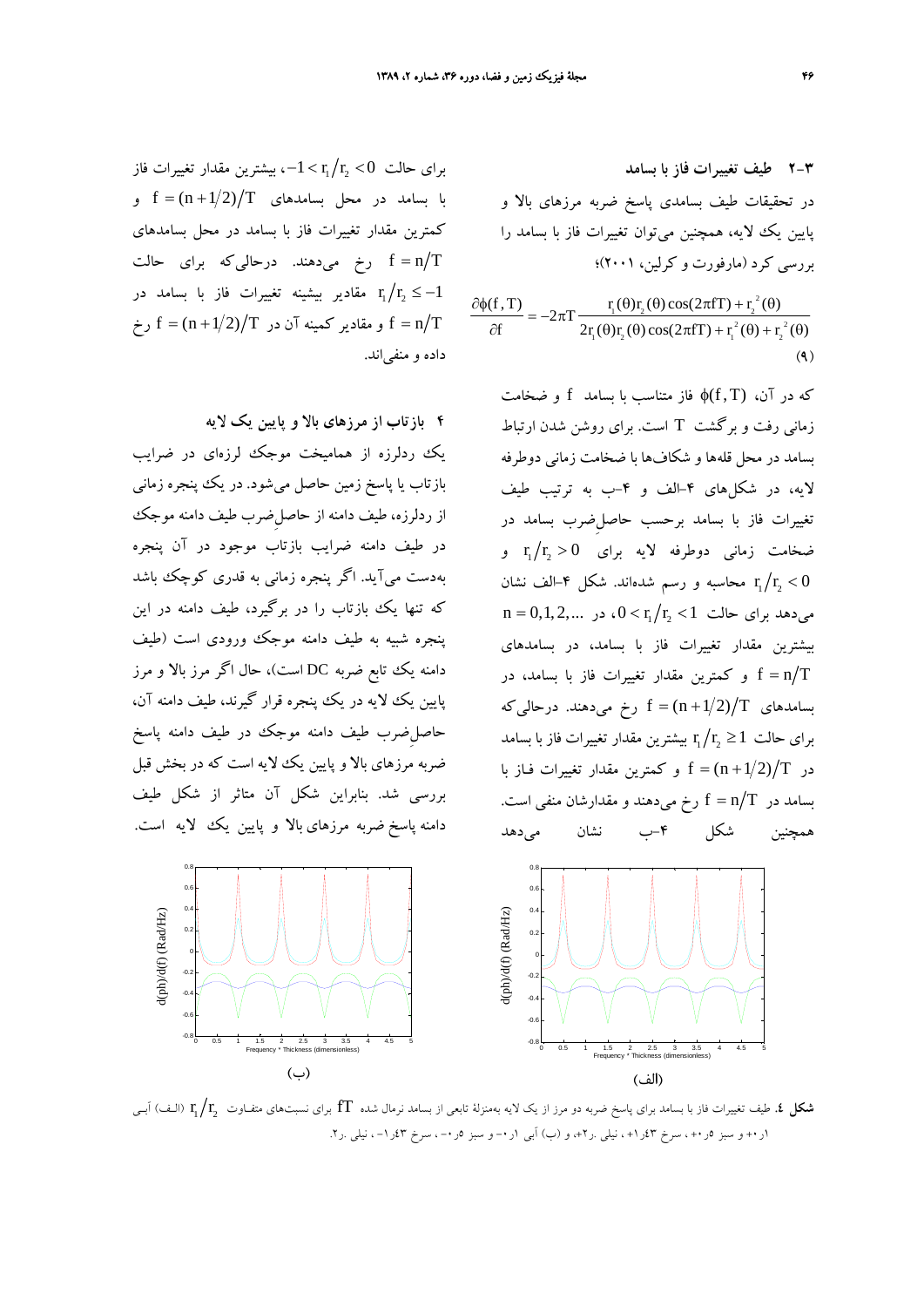### ۳-۲ طیف تغییرات فاز با بسامد

در تحقیقات طیف بسامدی پاسخ ضربه مرزهای بالا و پایین یک لایه، همچنین می‌توان تغییرات فاز با بسامد را بررسی کرد (مارفورت و کرلین، ۲۰۰۱)؛

$$\frac{\partial \phi(f,T)}{\partial f} = -2\pi T \frac{r_1(\theta) r_2(\theta)\cos(2\pi f T) + r_2^{\,2}(\theta)}{2 r_1(\theta) r_2(\theta)\cos(2\pi f T) + r_1^{\,2}(\theta) + r_2^{\,2}(\theta)} \quad (۹)$$

که در آن، $\phi(f,T)$ فاز متناسب با بسامد $f$ و ضخامت زمانی رفت و برگشت $T$ است. برای روشن شدن ارتباط بسامد در محل قله‌ها و شکاف‌ها با ضخامت زمانی دوطرفه لایه، در شکل‌های ۴–الف و ۴–ب به ترتیب طیف تغییرات فاز با بسامد برحسب حاصل‌ضرب بسامد در ضخامت زمانی دوطرفه لایه برای $r_1/r_2 > 0$ و $r_1/r_2 < 0$ محاسبه و رسم شده‌اند. شکل ۴–الف نشان می‌دهد برای حالت $0 < r_1/r_2 < 1$، در $n = 0,1,2,...$ بیشترین مقدار تغییرات فاز با بسامد، در بسامدهای $f = n/T$ و کمترین مقدار تغییرات فاز با بسامد، در بسامدهای $f = (n+1/2)/T$ رخ می‌دهند. درحالی‌که برای حالت $r_1/r_2 \geq 1$ بیشترین مقدار تغییرات فاز با بسامد در $f = (n+1/2)/T$ و کمترین مقدار تغییرات فاز با بسامد در $f = n/T$ رخ می‌دهند و مقدارشان منفی است. همچنین شکل ۴–ب نشان می‌دهد برای حالت $-1 < r_1/r_2 < 0$، بیشترین مقدار تغییرات فاز با بسامد در محل بسامدهای $f = (n+1/2)/T$ و کمترین مقدار تغییرات فاز با بسامد در محل بسامدهای $f = n/T$ رخ می‌دهند. درحالی‌که برای حالت $r_1/r_2 \leq -1$ مقادیر بیشینه تغییرات فاز با بسامد در $f = n/T$ و مقادیر کمینه آن در $f = (n+1/2)/T$ رخ داده و منفی‌اند.

## ۴ بازتاب از مرزهای بالا و پایین یک لایه

یک ردلرزه از همامیخت موجک لرزه‌ای در ضرایب بازتاب یا پاسخ زمین حاصل می‌شود. در یک پنجره زمانی از ردلرزه، طیف دامنه از حاصل‌ضرب طیف دامنه موجک در طیف دامنه ضرایب بازتاب موجود در آن پنجره به‌دست می‌آید. اگر پنجره زمانی به قدری کوچک باشد که تنها یک بازتاب را در برگیرد، طیف دامنه در این پنجره شبیه به طیف دامنه موجک ورودی است (طیف دامنه یک تابع ضربه DC است)، حال اگر مرز بالا و مرز پایین یک لایه در یک پنجره قرار گیرند، طیف دامنه آن، حاصل‌ضرب طیف دامنه موجک در طیف دامنه پاسخ ضربه مرزهای بالا و پایین یک لایه است که در بخش قبل بررسی شد. بنابراین شکل آن متاثر از شکل طیف دامنه پاسخ ضربه مرزهای بالا و پایین یک لایه است.

(الف) (ب)

**شکل ٤.** طیف تغییرات فاز با بسامد برای پاسخ ضربه دو مرز از یک لایه به‌منزلهٔ تابعی از بسامد نرمال شده $fT$ برای نسبت‌های متفاوت $r_1/r_2$ (الف) آبی ۱ر۰+ و سبز ۵ر۰+، سرخ ۴۳ر۱+، نیلی ۲ر۰+، و (ب) آبی ۱ر۰– و سبز ۵ر۰–، سرخ ۴۳ر۱–، نیلی ۲ر۰–.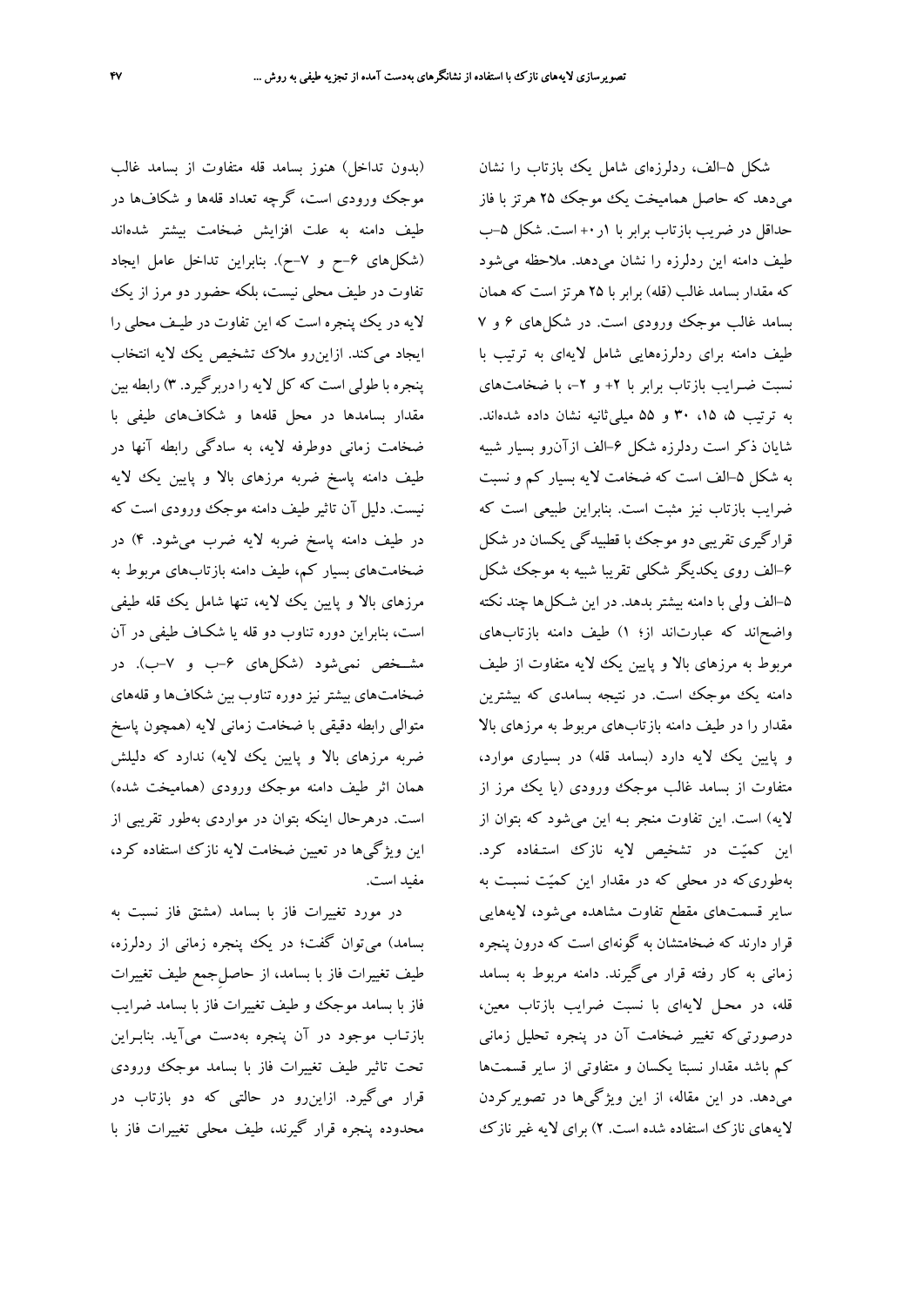شکل ۵-الف، ردلرزه‌ای شامل یک بازتاب را نشان می‌دهد که حاصل همامیخت یک موجک ۲۵ هرتز با فاز حداقل در ضریب بازتاب برابر با ۱ر۰+ است. شکل ۵-ب طیف دامنه این ردلرزه را نشان می‌دهد. ملاحظه می‌شود که مقدار بسامد غالب (قله) برابر با ۲۵ هرتز است که همان بسامد غالب موجک ورودی است. در شکل‌های ۶ و ۷ طیف دامنه برای ردلرزه‌هایی شامل لایه‌ای به ترتیب با نسبت ضرایب بازتاب برابر با ۲+ و ۲-، با ضخامت‌های به ترتیب ۵، ۱۵، ۳۰ و ۵۵ میلی‌ثانیه نشان داده شده‌اند. شایان ذکر است ردلرزه شکل ۶-الف ازآن‌رو بسیار شبیه به شکل ۵-الف است که ضخامت لایه بسیار کم و نسبت ضرایب بازتاب نیز مثبت است. بنابراین طبیعی است که قرارگیری تقریبی دو موجک با قطبیدگی یکسان در شکل ۶-الف روی یکدیگر شکلی تقریبا شبیه به موجک شکل ۵-الف ولی با دامنه بیشتر بدهد. در این شکل‌ها چند نکته واضح‌اند که عبارت‌اند از؛ ۱) طیف دامنه بازتاب‌های مربوط به مرزهای بالا و پایین یک لایه متفاوت از طیف دامنه یک موجک است. در نتیجه بسامدی که بیشترین مقدار را در طیف دامنه بازتاب‌های مربوط به مرزهای بالا و پایین یک لایه دارد (بسامد قله) در بسیاری موارد، متفاوت از بسامد غالب موجک ورودی (یا یک مرز از لایه) است. این تفاوت منجر بـه این می‌شود که بتوان از این کمیّت در تشخیص لایه نازک استـفاده کرد. به‌طوری‌که در محلی که در مقدار این کمیّت نسبـت به سایر قسمت‌های مقطع تفاوت مشاهده می‌شود، لایه‌هایی قرار دارند که ضخامتشان به گونه‌ای است که درون پنجره زمانی به کار رفته قرار می‌گیرند. دامنه مربوط به بسامد قله، در محـل لایه‌ای با نسبت ضرایب بازتاب معین، درصورتی‌که تغییر ضخامت آن در پنجره تحلیل زمانی کم باشد مقدار نسبتا یکسان و متفاوتی از سایر قسمت‌ها می‌دهد. در این مقاله، از این ویژگی‌ها در تصویرکردن لایه‌های نازک استفاده شده است. ۲) برای لایه غیر نازک (بدون تداخل) هنوز بسامد قله متفاوت از بسامد غالب موجک ورودی است، گرچه تعداد قله‌ها و شکاف‌ها در طیف دامنه به علت افزایش ضخامت بیشتر شده‌اند (شکل‌های ۶-ح و ۷-ح). بنابراین تداخل عامل ایجاد تفاوت در طیف محلی نیست، بلکه حضور دو مرز از یک لایه در یک پنجره است که این تفاوت در طیـف محلی را ایجاد می‌کند. ازاین‌رو ملاک تشخیص یک لایه انتخاب پنجره با طولی است که کل لایه را دربرگیرد. ۳) رابطه بین مقدار بسامدها در محل قله‌ها و شکاف‌های طیفی با ضخامت زمانی دوطرفه لایه، به سادگی رابطه آنها در طیف دامنه پاسخ ضربه مرزهای بالا و پایین یک لایه نیست. دلیل آن تاثیر طیف دامنه موجک ورودی است که در طیف دامنه پاسخ ضربه لایه ضرب می‌شود. ۴) در ضخامت‌های بسیار کم، طیف دامنه بازتاب‌های مربوط به مرزهای بالا و پایین یک لایه، تنها شامل یک قله طیفی است، بنابراین دوره تناوب دو قله یا شکـاف طیفی در آن مشــخص نمی‌شود (شکل‌های ۶-ب و ۷-ب). در ضخامت‌های بیشتر نیز دوره تناوب بین شکاف‌ها و قله‌های متوالی رابطه دقیقی با ضخامت زمانی لایه (همچون پاسخ ضربه مرزهای بالا و پایین یک لایه) ندارد که دلیلش همان اثر طیف دامنه موجک ورودی (همامیخت شده) است. درهرحال اینکه بتوان در مواردی به‌طور تقریبی از این ویژگی‌ها در تعیین ضخامت لایه نازک استفاده کرد، مفید است.

در مورد تغییرات فاز با بسامد (مشتق فاز نسبت به بسامد) می‌توان گفت؛ در یک پنجره زمانی از ردلرزه، طیف تغییرات فاز با بسامد، از حاصل‌جمع طیف تغییرات فاز با بسامد موجک و طیف تغییرات فاز با بسامد ضرایب بازتـاب موجود در آن پنجره به‌دست می‌آید. بنابـراین تحت تاثیر طیف تغییرات فاز با بسامد موجک ورودی قرار می‌گیرد. ازاین‌رو در حالتی که دو بازتاب در محدوده پنجره قرار گیرند، طیف محلی تغییرات فاز با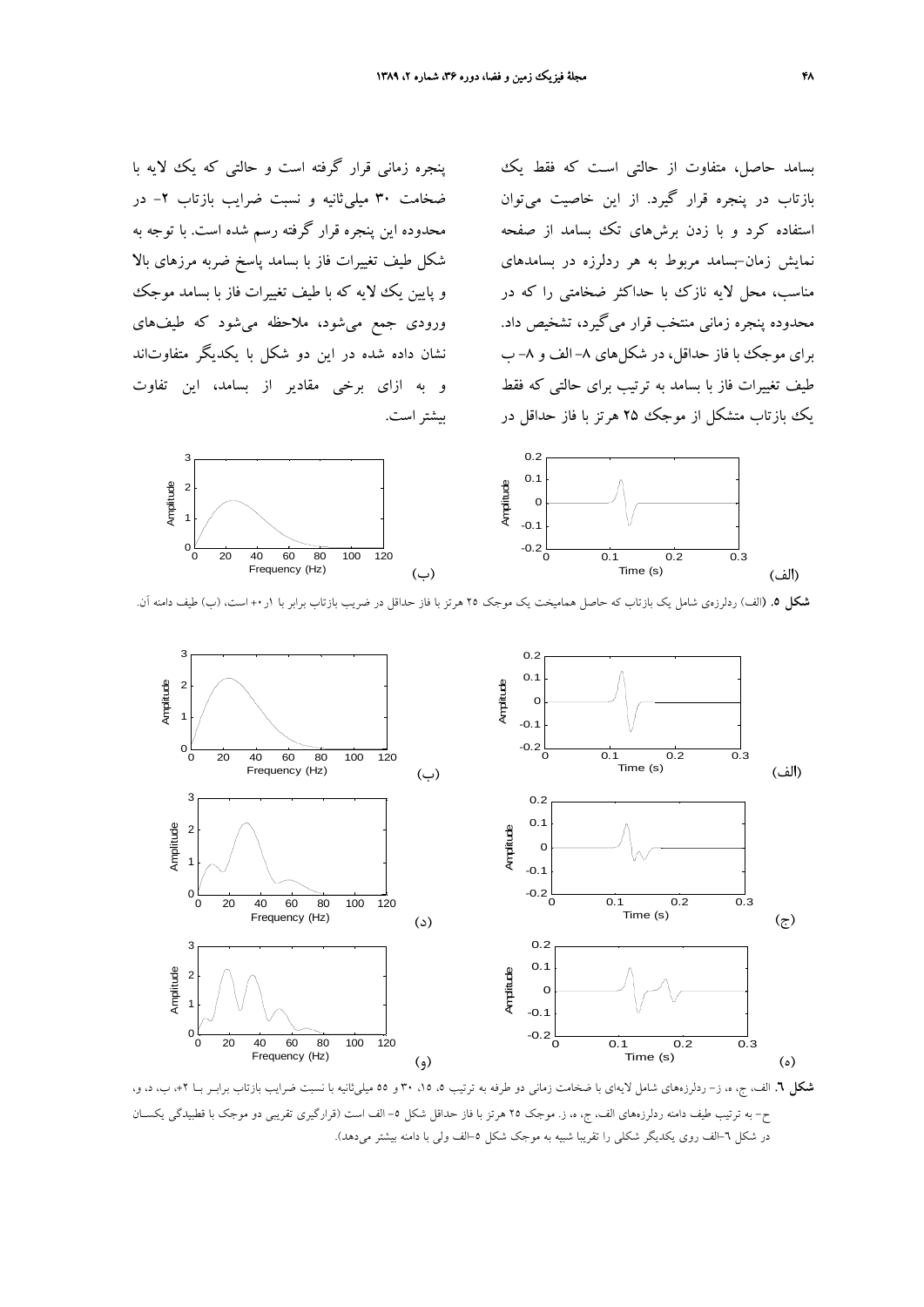بسامد حاصل، متفاوت از حالتی است که فقط یک بازتاب در پنجره قرار گیرد. از این خاصیت می‌توان استفاده کرد و با زدن برش‌های تک بسامد از صفحه نمایش زمان-بسامد مربوط به هر ردلرزه در بسامدهای مناسب، محل لایه نازک با حداکثر ضخامتی را که در محدوده پنجره زمانی منتخب قرار می‌گیرد، تشخیص داد. برای موجک با فاز حداقل، در شکل‌های ۸- الف و ۸- ب طیف تغییرات فاز با بسامد به ترتیب برای حالتی که فقط یک بازتاب متشکل از موجک ۲۵ هرتز با فاز حداقل در پنجره زمانی قرار گرفته است و حالتی که یک لایه با ضخامت ۳۰ میلی‌ثانیه و نسبت ضرایب بازتاب ۲- در محدوده این پنجره قرار گرفته رسم شده است. با توجه به شکل طیف تغییرات فاز با بسامد پاسخ ضربه مرزهای بالا و پایین یک لایه که با طیف تغییرات فاز با بسامد موجک ورودی جمع می‌شود، ملاحظه می‌شود که طیف‌های نشان داده شده در این دو شکل با یکدیگر متفاوت‌اند و به ازای برخی مقادیر از بسامد، این تفاوت بیشتر است.

**شکل ۵.** (الف) ردلرزه‌ی شامل یک بازتاب که حاصل همامیخت یک موجک ۲۵ هرتز با فاز حداقل در ضریب بازتاب برابر با ۰٫۱+ است، (ب) طیف دامنه آن.

**شکل ٦.** الف، ج، ه، ز- ردلرزه‌های شامل لایه‌ای با ضخامت زمانی دو طرفه به ترتیب ۵، ۱۵، ۳۰ و ۵۵ میلی‌ثانیه با نسبت ضرایب بازتاب برابر با ۲+، ب، د، و، ح- به ترتیب طیف دامنه ردلرزه‌های الف، ج، ه، ز. موجک ۲۵ هرتز با فاز حداقل شکل ۵- الف است (قرارگیری تقریبی دو موجک با قطبیدگی یکسان در شکل ٦-الف روی یکدیگر شکلی را تقریبا شبیه به موجک شکل ۵-الف ولی با دامنه بیشتر می‌دهد).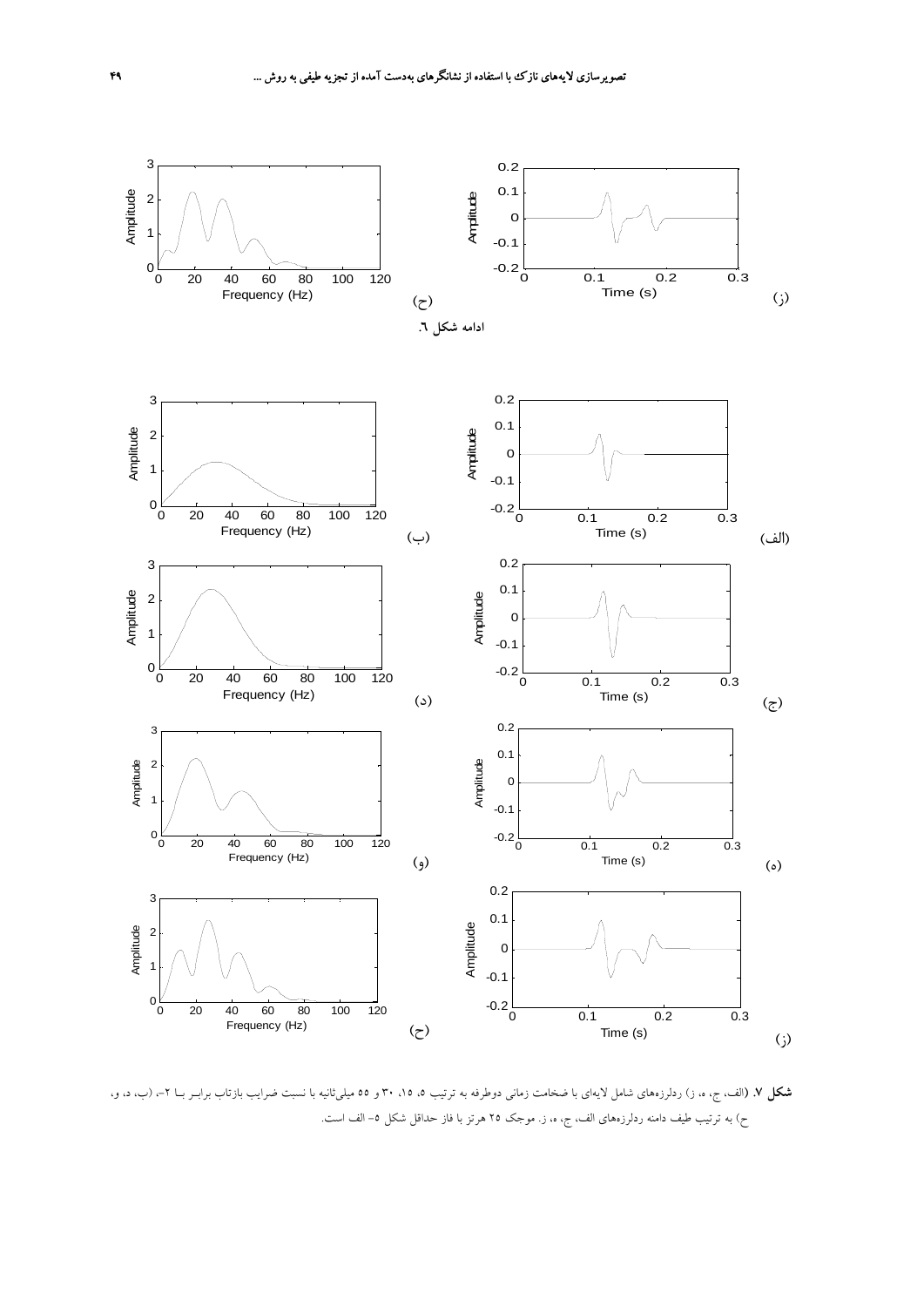(ح) (ز)

ادامه شکل ٦.

(ب) (الف)

(د) (ج)

(و) (ه)

(ح) (ز)

**شکل ۷.** (الف، ج، ه، ز) ردلرزه‌های شامل لایه‌ای با ضخامت زمانی دوطرفه به ترتیب ۵، ۱۵، ۳۰ و ۵۵ میلی‌ثانیه با نسبت ضرایب بازتاب برابر با ۲-، (ب، د، و، ح) به ترتیب طیف دامنه ردلرزه‌های الف، ج، ه، ز. موجک ۲۵ هرتز با فاز حداقل شکل ۵- الف است.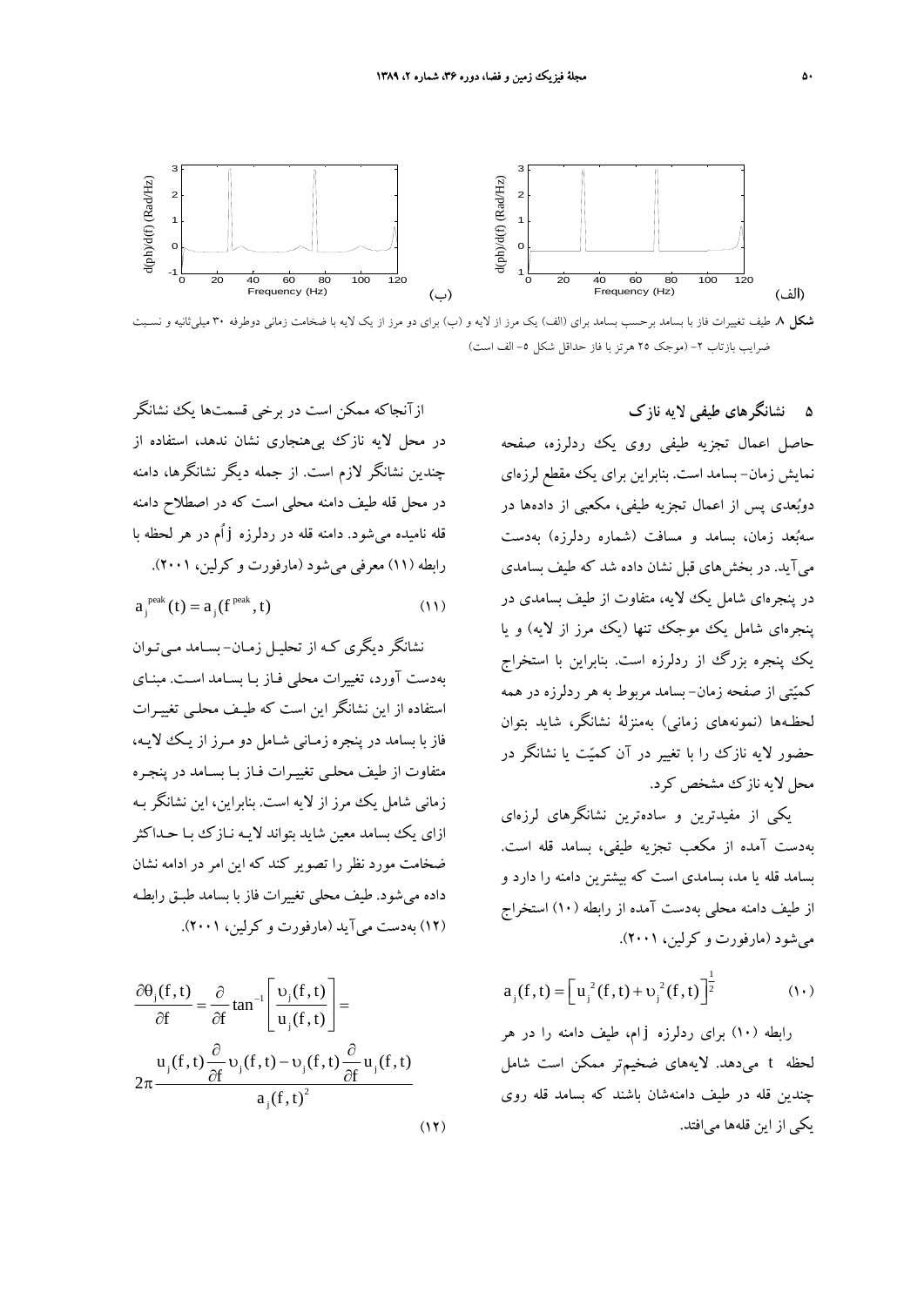**شکل ۸.** طیف تغییرات فاز با بسامد برحسب بسامد برای (الف) یک مرز از لایه و (ب) برای دو مرز از یک لایه با ضخامت زمانی دوطرفه ۳۰ میلی‌ثانیه و نسبت ضرایب بازتاب ۲- (موجک ۲۵ هرتز با فاز حداقل شکل ۵- الف است)

## ۵ نشانگرهای طیفی لایه نازک

حاصل اعمال تجزیه طیفی روی یک ردلرزه، صفحه نمایش زمان- بسامد است. بنابراین برای یک مقطع لرزه‌ای دوبُعدی پس از اعمال تجزیه طیفی، مکعبی از داده‌ها در سه‌بُعد زمان، بسامد و مسافت (شماره ردلرزه) به‌دست می‌آید. در بخش‌های قبل نشان داده شد که طیف بسامدی در پنجره‌ای شامل یک لایه، متفاوت از طیف بسامدی در پنجره‌ای شامل یک موجک تنها (یک مرز از لایه) و یا یک پنجره بزرگ از ردلرزه است. بنابراین با استخراج کمیّتی از صفحه زمان- بسامد مربوط به هر ردلرزه در همه لحظه‌ها (نمونه‌های زمانی) به‌منزلهٔ نشانگر، شاید بتوان حضور لایه نازک را با تغییر در آن کمیّت یا نشانگر در محل لایه نازک مشخص کرد.

یکی از مفیدترین و ساده‌ترین نشانگرهای لرزه‌ای به‌دست آمده از مکعب تجزیه طیفی، بسامد قله است. بسامد قله یا مد، بسامدی است که بیشترین دامنه را دارد و از طیف دامنه محلی به‌دست آمده از رابطه (۱۰) استخراج می‌شود (مارفورت و کرلین، ۲۰۰۱).

$$a_j(f,t) = \left[u_j^2(f,t) + \upsilon_j^2(f,t)\right]^{\frac{1}{2}} \qquad (۱۰)$$

رابطه (۱۰) برای ردلرزه $j$ام، طیف دامنه را در هر لحظه $t$ می‌دهد. لایه‌های ضخیم‌تر ممکن است شامل چندین قله در طیف دامنه‌شان باشند که بسامد قله روی یکی از این قله‌ها می‌افتد.

ازآنجاکه ممکن است در برخی قسمت‌ها یک نشانگر در محل لایه نازک بی‌هنجاری نشان ندهد، استفاده از چندین نشانگر لازم است. از جمله دیگر نشانگرها، دامنه در محل قله طیف دامنه محلی است که در اصطلاح دامنه قله نامیده می‌شود. دامنه قله در ردلرزه $j$اُم در هر لحظه با رابطه (۱۱) معرفی می‌شود (مارفورت و کرلین، ۲۰۰۱).

$$a_j^{peak}(t) = a_j(f^{peak}, t) \qquad (۱۱)$$

نشانگر دیگری که از تحلیل زمان- بسامد می‌توان به‌دست آورد، تغییرات محلی فاز با بسامد است. مبنای استفاده از این نشانگر این است که طیف محلی تغییرات فاز با بسامد در پنجره زمانی شامل دو مرز از یک لایه، متفاوت از طیف محلی تغییرات فاز با بسامد در پنجره زمانی شامل یک مرز از لایه است. بنابراین، این نشانگر به ازای یک بسامد معین شاید بتواند لایه نازک با حداکثر ضخامت مورد نظر را تصویر کند که این امر در ادامه نشان داده می‌شود. طیف محلی تغییرات فاز با بسامد طبق رابطه (۱۲) به‌دست می‌آید (مارفورت و کرلین، ۲۰۰۱).

$$\frac{\partial \theta_j(f,t)}{\partial f} = \frac{\partial}{\partial f}\tan^{-1}\left[\frac{\upsilon_j(f,t)}{u_j(f,t)}\right] = 2\pi \frac{u_j(f,t)\frac{\partial}{\partial f}\upsilon_j(f,t) - \upsilon_j(f,t)\frac{\partial}{\partial f}u_j(f,t)}{a_j(f,t)^2} \qquad (۱۲)$$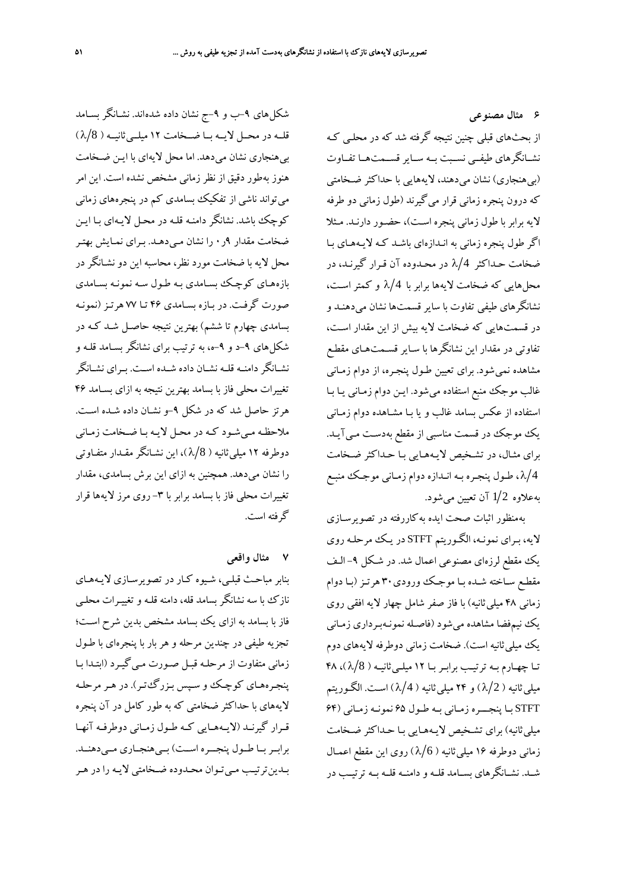## ۶ مثال مصنوعی

از بحث‌های قبلی چنین نتیجه گرفته شد که در محلی که نشانگرهای طیفی نسبت به سایر قسمت‌ها تفاوت (بی‌هنجاری) نشان می‌دهند، لایه‌هایی با حداکثر ضخامتی که درون پنجره زمانی قرار می‌گیرند (طول زمانی دو طرفه لایه برابر با طول زمانی پنجره است)، حضور دارند. مثلا اگر طول پنجره زمانی به اندازه‌ای باشد که لایه‌های با ضخامت حداکثر $\lambda/4$ در محدوده آن قرار گیرند، در محل‌هایی که ضخامت لایه‌ها برابر با $\lambda/4$ و کمتر است، نشانگرهای طیفی تفاوت با سایر قسمت‌ها نشان می‌دهند و در قسمت‌هایی که ضخامت لایه بیش از این مقدار است، تفاوتی در مقدار این نشانگرها با سایر قسمت‌های مقطع مشاهده نمی‌شود. برای تعیین طول پنجره، از دوام زمانی غالب موجک منبع استفاده می‌شود. این دوام زمانی یا با استفاده از عکس بسامد غالب و یا با مشاهده دوام زمانی یک موجک در قسمت مناسبی از مقطع به‌دست می‌آید. برای مثال، در تشخیص لایه‌هایی با حداکثر ضخامت $\lambda/4$، طول پنجره به اندازه دوام زمانی موجک منبع به‌علاوه $1/2$ آن تعیین می‌شود.

به‌منظور اثبات صحت ایده به‌کاررفته در تصویرسازی لایه، برای نمونه، الگوریتم STFT در یک مرحله روی یک مقطع لرزه‌ای مصنوعی اعمال شد. در شکل ۹- الف مقطع ساخته شده با موجک ورودی ۳۰ هرتز (با دوام زمانی ۴۸ میلی‌ثانیه) با فاز صفر شامل چهار لایه افقی روی یک نیم‌فضا مشاهده می‌شود (فاصله نمونه‌برداری زمانی یک میلی‌ثانیه است). ضخامت زمانی دوطرفه لایه‌های دوم تا چهارم به ترتیب برابر با ۱۲ میلی‌ثانیه ( $\lambda/8$ )، ۴۸ میلی‌ثانیه ( $\lambda/2$ ) و ۲۴ میلی‌ثانیه ( $\lambda/4$ ) است. الگوریتم STFT با پنجره زمانی به طول ۶۵ نمونه زمانی (۶۴ میلی‌ثانیه) برای تشخیص لایه‌هایی با حداکثر ضخامت زمانی دوطرفه ۱۶ میلی‌ثانیه ( $\lambda/6$ ) روی این مقطع اعمال شد. نشانگرهای بسامد قله و دامنه قله به ترتیب در شکل‌های ۹-ب و ۹-ج نشان داده شده‌اند. نشانگر بسامد قله در محل لایه با ضخامت ۱۲ میلی‌ثانیه ( $\lambda/8$ ) بی‌هنجاری نشان می‌دهد. اما محل لایه‌ای با این ضخامت هنوز به‌طور دقیق از نظر زمانی مشخص نشده است. این امر می‌تواند ناشی از تفکیک بسامدی کم در پنجره‌های زمانی کوچک باشد. نشانگر دامنه قله در محل لایه‌ای با این ضخامت مقدار ۹ر۰ را نشان می‌دهد. برای نمایش بهتر محل لایه با ضخامت مورد نظر، محاسبه این دو نشانگر در بازه‌های کوچک بسامدی به طول سه نمونه بسامدی صورت گرفت. در بازه بسامدی ۴۶ تا ۷۷ هرتز (نمونه بسامدی چهارم تا ششم) بهترین نتیجه حاصل شد که در شکل‌های ۹-د و ۹-ه، به ترتیب برای نشانگر بسامد قله و نشانگر دامنه قله نشان داده شده است. برای نشانگر تغییرات محلی فاز با بسامد بهترین نتیجه به ازای بسامد ۴۶ هرتز حاصل شد که در شکل ۹-و نشان داده شده است. ملاحظه می‌شود که در محل لایه با ضخامت زمانی دوطرفه ۱۲ میلی‌ثانیه ( $\lambda/8$ )، این نشانگر مقدار متفاوتی را نشان می‌دهد. همچنین به ازای این برش بسامدی، مقدار تغییرات محلی فاز با بسامد برابر با ۳- روی مرز لایه‌ها قرار گرفته است.

## ۷ مثال واقعی

بنابر مباحث قبلی، شیوه کار در تصویرسازی لایه‌های نازک با سه نشانگر بسامد قله، دامنه قله و تغییرات محلی فاز با بسامد به ازای یک بسامد مشخص بدین شرح است؛ تجزیه طیفی در چندین مرحله و هر بار با پنجره‌ای با طول زمانی متفاوت از مرحله قبل صورت می‌گیرد (ابتدا با پنجره‌های کوچک و سپس بزرگ‌تر). در هر مرحله لایه‌های با حداکثر ضخامتی که به طور کامل در آن پنجره قرار گیرند (لایه‌هایی که طول زمانی دوطرفه آنها برابر با طول پنجره است) بی‌هنجاری می‌دهند. بدین‌ترتیب می‌توان محدوده ضخامتی لایه را در هر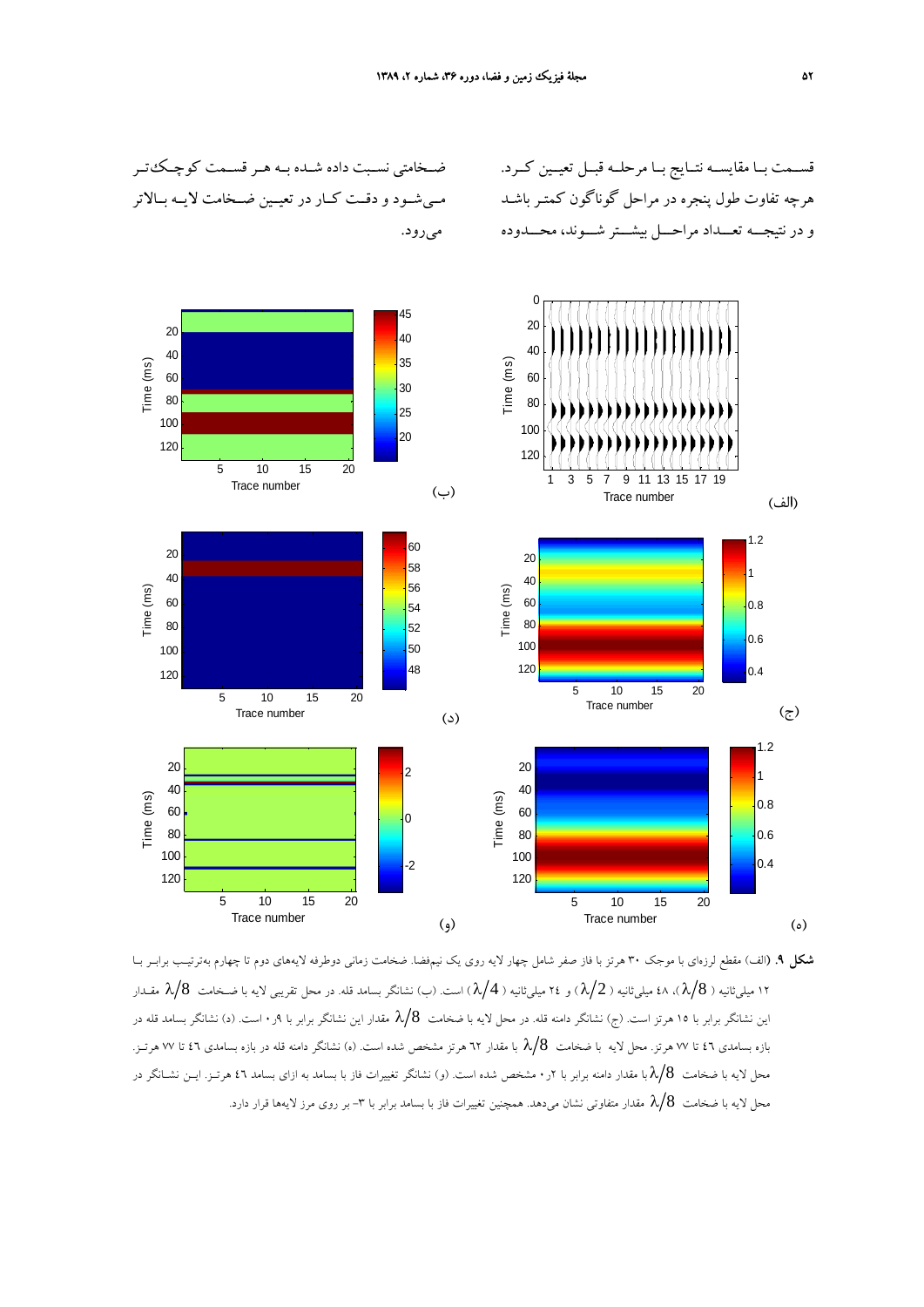قسمت با مقایسه نتایج با مرحله قبل تعیین کرد. هرچه تفاوت طول پنجره در مراحل گوناگون کمتر باشد و در نتیجه تعداد مراحل بیشتر شوند، محدوده ضخامتی نسبت داده شده به هر قسمت کوچک‌تر می‌شود و دقت کار در تعیین ضخامت لایه بالاتر می‌رود.

**شکل ۹.** (الف) مقطع لرزه‌ای با موجک ۳۰ هرتز با فاز صفر شامل چهار لایه روی یک نیم‌فضا. ضخامت زمانی دوطرفه لایه‌های دوم تا چهارم به‌ترتیب برابر با ۱۲ میلی‌ثانیه ($\lambda/8$)، ۴۸ میلی‌ثانیه ($\lambda/2$) و ۲۴ میلی‌ثانیه ($\lambda/4$) است. (ب) نشانگر بسامد قله. در محل تقریبی لایه با ضخامت $\lambda/8$ مقدار این نشانگر برابر با ۱۵ هرتز است. (ج) نشانگر دامنه قله. در محل لایه با ضخامت $\lambda/8$ مقدار این نشانگر برابر با ۰٫۹ است. (د) نشانگر بسامد قله در بازه بسامدی ۴۶ تا ۷۷ هرتز. محل لایه با ضخامت $\lambda/8$ با مقدار ۶۲ هرتز مشخص شده است. (ه) نشانگر دامنه قله در بازه بسامدی ۴۶ تا ۷۷ هرتز. محل لایه با ضخامت $\lambda/8$ با مقدار دامنه برابر با ۰٫۲ مشخص شده است. (و) نشانگر تغییرات فاز با بسامد به ازای بسامد ۴۶ هرتز. این نشانگر در محل لایه با ضخامت $\lambda/8$ مقدار متفاوتی نشان می‌دهد. همچنین تغییرات فاز با بسامد برابر با ۳- بر روی مرز لایه‌ها قرار دارد.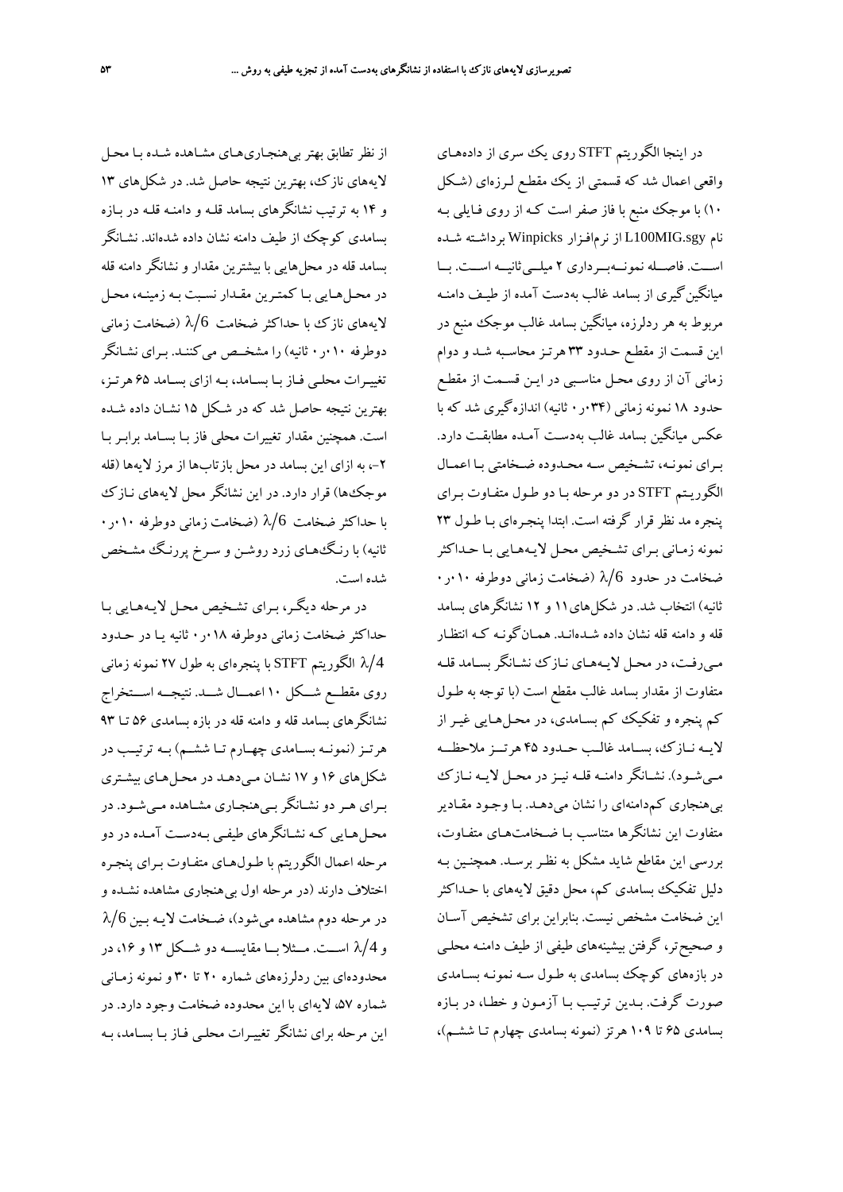در اینجا الگوریتم STFT روی یک سری از داده‌های واقعی اعمال شد که قسمتی از یک مقطع لرزه‌ای (شکل ۱۰) با موجک منبع با فاز صفر است که از روی فایلی به نام L100MIG.sgy از نرم‌افزار Winpicks برداشته شده است. فاصله نمونه‌برداری ۲ میلی‌ثانیه است. با میانگین‌گیری از بسامد غالب به‌دست آمده از طیف دامنه مربوط به هر ردلرزه، میانگین بسامد غالب موجک منبع در این قسمت از مقطع حدود ۳۳ هرتز محاسبه شد و دوام زمانی آن از روی محل مناسبی در این قسمت از مقطع حدود ۱۸ نمونه زمانی (۰٫۰۳۴ ثانیه) اندازه‌گیری شد که با عکس میانگین بسامد غالب به‌دست آمده مطابقت دارد. برای نمونه، تشخیص سه محدوده ضخامتی با اعمال الگوریتم STFT در دو مرحله با دو طول متفاوت برای پنجره مد نظر قرار گرفته است. ابتدا پنجره‌ای با طول ۲۳ نمونه زمانی برای تشخیص محل لایه‌هایی با حداکثر ضخامت در حدود $\lambda/6$ (ضخامت زمانی دوطرفه ۰٫۰۱۰ ثانیه) انتخاب شد. در شکل‌های ۱۱ و ۱۲ نشانگرهای بسامد قله و دامنه قله نشان داده شده‌اند. همان‌گونه که انتظار می‌رفت، در محل لایه‌های نازک نشانگر بسامد قله متفاوت از مقدار بسامد غالب مقطع است (با توجه به طول کم پنجره و تفکیک کم بسامدی، در محل‌هایی غیر از لایه نازک، بسامد غالب حدود ۴۵ هرتز ملاحظه می‌شود). نشانگر دامنه قله نیز در محل لایه نازک بی‌هنجاری کم‌دامنه‌ای را نشان می‌دهد. با وجود مقادیر متفاوت این نشانگرها متناسب با ضخامت‌های متفاوت، بررسی این مقاطع شاید مشکل به نظر برسد. همچنین به دلیل تفکیک بسامدی کم، محل دقیق لایه‌های با حداکثر این ضخامت مشخص نیست. بنابراین برای تشخیص آسان و صحیح‌تر، گرفتن بیشینه‌های طیفی از طیف دامنه محلی در بازه‌های کوچک بسامدی به طول سه نمونه بسامدی صورت گرفت. بدین ترتیب با آزمون و خطا، در بازه بسامدی ۶۵ تا ۱۰۹ هرتز (نمونه بسامدی چهارم تا ششم)، از نظر تطابق بهتر بی‌هنجاری‌های مشاهده شده با محل لایه‌های نازک، بهترین نتیجه حاصل شد. در شکل‌های ۱۳ و ۱۴ به ترتیب نشانگرهای بسامد قله و دامنه قله در بازه بسامدی کوچک از طیف دامنه نشان داده شده‌اند. نشانگر بسامد قله در محل‌هایی با بیشترین مقدار و نشانگر دامنه قله در محل‌هایی با کمترین مقدار نسبت به زمینه، محل لایه‌های نازک با حداکثر ضخامت $\lambda/6$ (ضخامت زمانی دوطرفه ۰٫۰۱۰ ثانیه) را مشخص می‌کنند. برای نشانگر تغییرات محلی فاز با بسامد، به ازای بسامد ۶۵ هرتز، بهترین نتیجه حاصل شد که در شکل ۱۵ نشان داده شده است. همچنین مقدار تغییرات محلی فاز با بسامد برابر با ۲-، به ازای این بسامد در محل بازتاب‌ها از مرز لایه‌ها (قله موجک‌ها) قرار دارد. در این نشانگر محل لایه‌های نازک با حداکثر ضخامت $\lambda/6$ (ضخامت زمانی دوطرفه ۰٫۰۱۰ ثانیه) با رنگ‌های زرد روشن و سرخ پررنگ مشخص شده است.

در مرحله دیگر، برای تشخیص محل لایه‌هایی با حداکثر ضخامت زمانی دوطرفه ۰٫۰۱۸ ثانیه یا در حدود $\lambda/4$ الگوریتم STFT با پنجره‌ای به طول ۲۷ نمونه زمانی روی مقطع شکل ۱۰ اعمال شد. نتیجه استخراج نشانگرهای بسامد قله و دامنه قله در بازه بسامدی ۵۶ تا ۹۳ هرتز (نمونه بسامدی چهارم تا ششم) به ترتیب در شکل‌های ۱۶ و ۱۷ نشان می‌دهد در محل‌های بیشتری برای هر دو نشانگر بی‌هنجاری مشاهده می‌شود. در محل‌هایی که نشانگرهای طیفی به‌دست آمده در دو مرحله اعمال الگوریتم با طول‌های متفاوت برای پنجره اختلاف دارند (در مرحله اول بی‌هنجاری مشاهده نشده و در مرحله دوم مشاهده می‌شود)، ضخامت لایه بین $\lambda/6$ و $\lambda/4$ است. مثلا با مقایسه دو شکل ۱۳ و ۱۶، در محدوده‌ای بین ردلرزه‌های شماره ۲۰ تا ۳۰ و نمونه زمانی شماره ۵۷، لایه‌ای با این محدوده ضخامت وجود دارد. در این مرحله برای نشانگر تغییرات محلی فاز با بسامد، به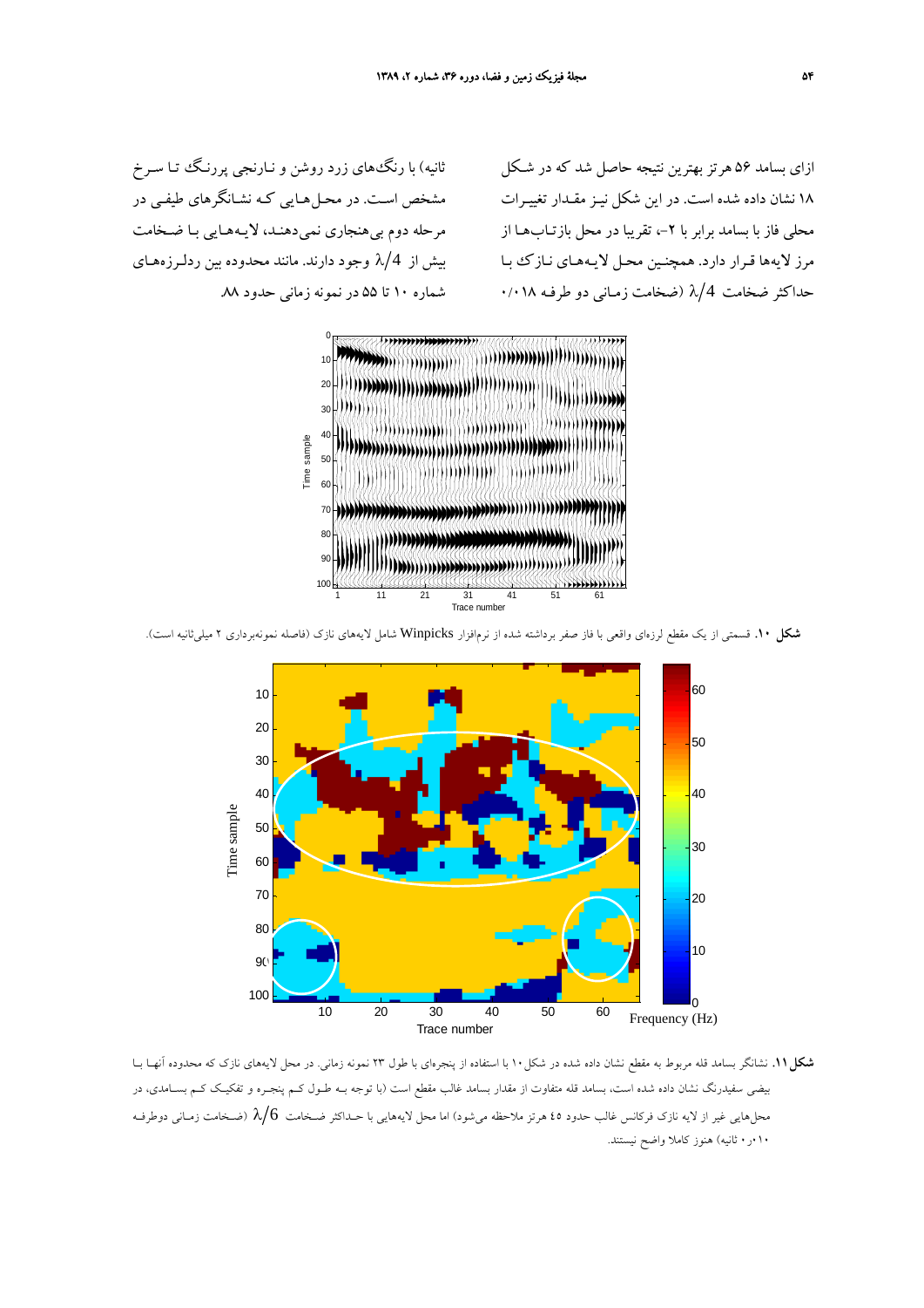ازای بسامد ۵۶ هرتز بهترین نتیجه حاصل شد که در شکل ۱۸ نشان داده شده است. در این شکل نیز مقدار تغییرات محلی فاز با بسامد برابر با ۲−، تقریبا در محل بازتاب‌ها از مرز لایه‌ها قرار دارد. همچنین محل لایه‌های نازک با حداکثر ضخامت $\lambda/4$ (ضخامت زمانی دو طرفه ۰/۰۱۸ ثانیه) با رنگ‌های زرد روشن و نارنجی پررنگ تا سرخ مشخص است. در محل‌هایی که نشانگرهای طیفی در مرحله دوم بی‌هنجاری نمی‌دهند، لایه‌هایی با ضخامت بیش از $\lambda/4$ وجود دارند. مانند محدوده بین ردلرزه‌های شماره ۱۰ تا ۵۵ در نمونه زمانی حدود ۸۸.

**شکل ۱۰.** قسمتی از یک مقطع لرزه‌ای واقعی با فاز صفر برداشته شده از نرم‌افزار Winpicks شامل لایه‌های نازک (فاصله نمونه‌برداری ۲ میلی‌ثانیه است).

**شکل ۱۱.** نشانگر بسامد قله مربوط به مقطع نشان داده شده در شکل ۱۰ با استفاده از پنجره‌ای با طول ۲۳ نمونه زمانی. در محل لایه‌های نازک که محدوده آنها با بیضی سفیدرنگ نشان داده شده است، بسامد قله متفاوت از مقدار بسامد غالب مقطع است (با توجه به طول کم پنجره و تفکیک کم بسامدی، در محل‌هایی غیر از لایه نازک فرکانس غالب حدود ۴۵ هرتز ملاحظه می‌شود) اما محل لایه‌هایی با حداکثر ضخامت $\lambda/6$ (ضخامت زمانی دوطرفه ۰٫۰۱۰ ثانیه) هنوز کاملا واضح نیستند.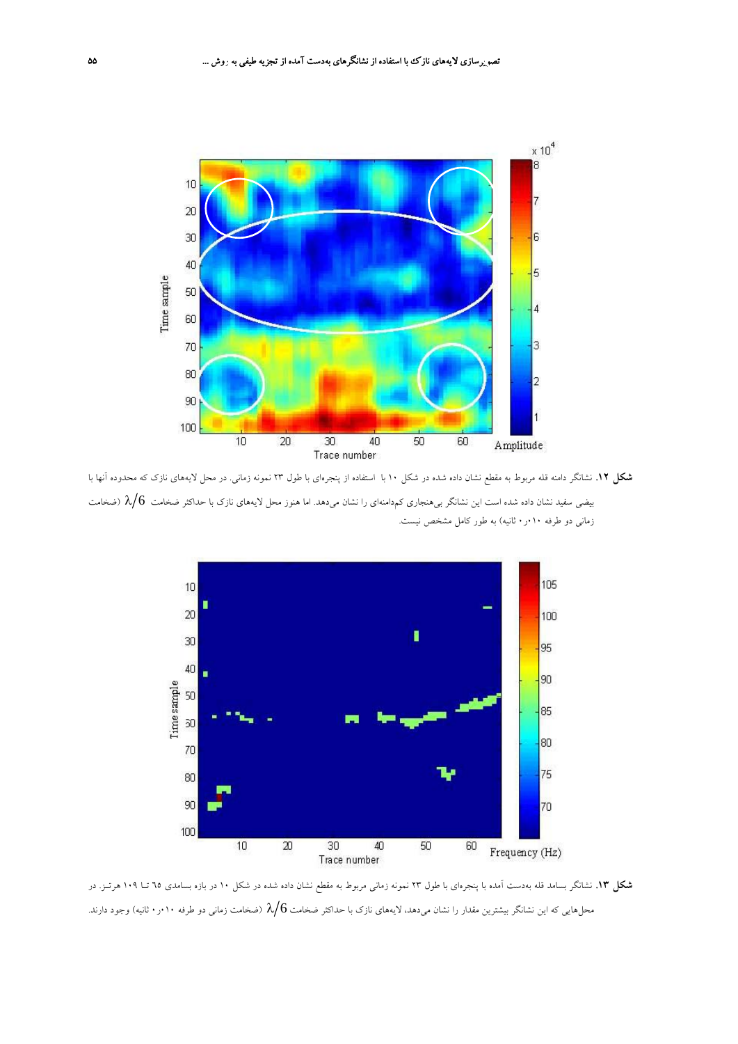**شکل ۱۲.** نشانگر دامنه قله مربوط به مقطع نشان داده شده در شکل ۱۰ با استفاده از پنجره‌ای با طول ۲۳ نمونه زمانی. در محل لایه‌های نازک که محدوده آنها با بیضی سفید نشان داده شده است این نشانگر بی‌هنجاری کم‌دامنه‌ای را نشان می‌دهد. اما هنوز محل لایه‌های نازک با حداکثر ضخامت $\lambda/6$ (ضخامت زمانی دو طرفه ۰٫۰۱ ثانیه) به طور کامل مشخص نیست.

**شکل ۱۳.** نشانگر بسامد قله به‌دست آمده با پنجره‌ای با طول ۲۳ نمونه زمانی مربوط به مقطع نشان داده شده در شکل ۱۰ در بازه بسامدی ٦٥ تا ۱۰۹ هرتز. در محل‌هایی که این نشانگر بیشترین مقدار را نشان می‌دهد، لایه‌های نازک با حداکثر ضخامت $\lambda/6$ (ضخامت زمانی دو طرفه ۰٫۰۱ ثانیه) وجود دارند.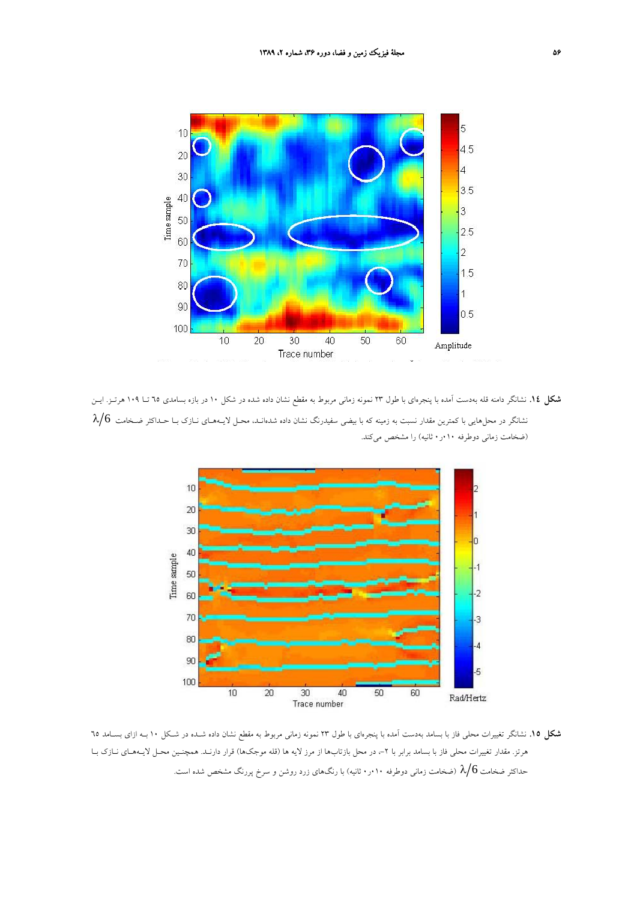**شکل ١٤.** نشانگر دامنه قله به‌دست آمده با پنجره‌ای با طول ٢٣ نمونه زمانی مربوط به مقطع نشان داده شده در شکل ١٠ در بازه بسامدی ٦٥ تا ١٠٩ هرتز. این نشانگر در محل‌هایی با کمترین مقدار نسبت به زمینه که با بیضی سفیدرنگ نشان داده شده‌اند، محل لایه‌های نازک با حداکثر ضخامت $\lambda/6$ (ضخامت زمانی دوطرفه ٠٫٠١٠ ثانیه) را مشخص می‌کند.

**شکل ١٥.** نشانگر تغییرات محلی فاز با بسامد به‌دست آمده با پنجره‌ای با طول ٢٣ نمونه زمانی مربوط به مقطع نشان داده شده در شکل ١٠ به ازای بسامد ٦٥ هرتز. مقدار تغییرات محلی فاز با بسامد برابر با ٢-، در محل بازتاب‌ها از مرز لایه ها (قله موجک‌ها) قرار دارند. همچنین محل لایه‌های نازک با حداکثر ضخامت $\lambda/6$ (ضخامت زمانی دوطرفه ٠٫٠١٠ ثانیه) با رنگ‌های زرد روشن و سرخ پررنگ مشخص شده است.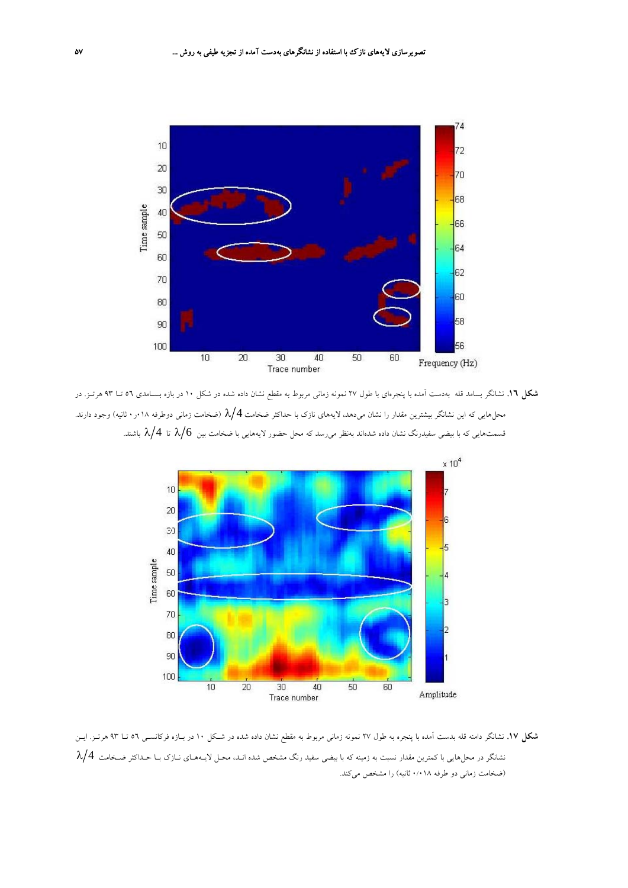**شکل ۱۶.** نشانگر بسامد قله بدست آمده با پنجره‌ای با طول ۲۷ نمونه زمانی مربوط به مقطع نشان داده شده در شکل ۱۰ در بازه بسامدی ۵۶ تا ۹۳ هرتز. در محل‌هایی که این نشانگر بیشترین مقدار را نشان می‌دهد، لایه‌های نازک با حداکثر ضخامت $\lambda/4$ (ضخامت زمانی دوطرفه ۰٫۰۱۸ ثانیه) وجود دارند. قسمت‌هایی که با بیضی سفیدرنگ نشان داده شده‌اند به‌نظر می‌رسد که محل حضور لایه‌هایی با ضخامت بین $\lambda/6$ تا $\lambda/4$ باشند.

**شکل ۱۷.** نشانگر دامنه قله بدست آمده با پنجره به طول ۲۷ نمونه زمانی مربوط به مقطع نشان داده شده در شکل ۱۰ در بازه فرکانسی ۵۶ تا ۹۳ هرتز. این نشانگر در محل‌هایی با کمترین مقدار نسبت به زمینه که با بیضی سفید رنگ مشخص شده اند، محل لایه‌های نازک با حداکثر ضخامت $\lambda/4$ (ضخامت زمانی دو طرفه ۰/۰۱۸ ثانیه) را مشخص می‌کند.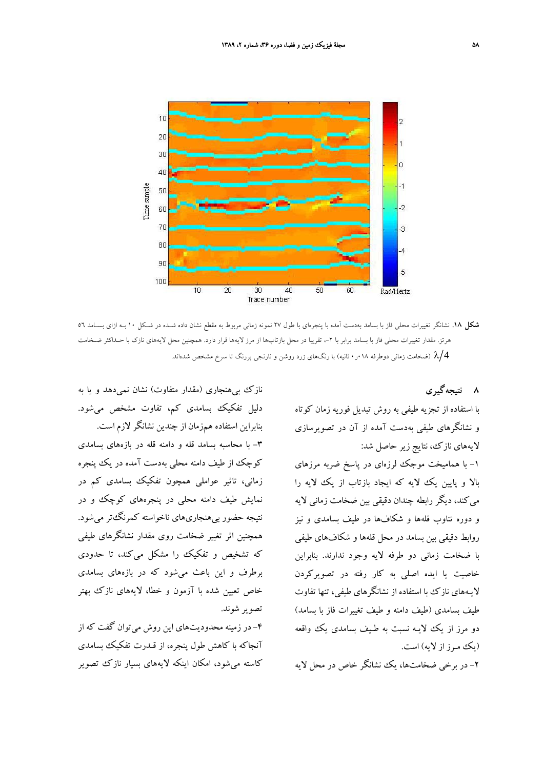**شکل ۱۸.** نشانگر تغییرات محلی فاز با بسامد به‌دست آمده با پنجره‌ای با طول ۲۷ نمونه زمانی مربوط به مقطع نشان داده شده در شکل ۱۰ به ازای بسامد ۵۶ هرتز. مقدار تغییرات محلی فاز با بسامد برابر با ۲-، تقریبا در محل بازتاب‌ها از مرز لایه‌ها قرار دارد. همچنین محل لایه‌های نازک با حداکثر ضخامت $\lambda/4$ (ضخامت زمانی دوطرفه ۰٫۰۱۸ ثانیه) با رنگ‌های زرد روشن و نارنجی پررنگ تا سرخ مشخص شده‌اند.

## ۸ نتیجه‌گیری

با استفاده از تجزیه طیفی به روش تبدیل فوریه زمان کوتاه و نشانگرهای طیفی به‌دست آمده از آن در تصویرسازی لایه‌های نازک، نتایج زیر حاصل شد:

۱- با همامیخت موجک لرزه‌ای در پاسخ ضربه مرزهای بالا و پایین یک لایه که ایجاد بازتاب از یک لایه را می‌کند، دیگر رابطه چندان دقیقی بین ضخامت زمانی لایه و دوره تناوب قله‌ها و شکاف‌ها در طیف بسامدی و نیز روابط دقیقی بین بسامد در محل قله‌ها و شکاف‌های طیفی با ضخامت زمانی دو طرفه لایه وجود ندارند. بنابراین خاصیت یا ایده اصلی به کار رفته در تصویرکردن لایه‌های نازک با استفاده از نشانگرهای طیفی، تنها تفاوت طیف بسامدی (طیف دامنه و طیف تغییرات فاز با بسامد) دو مرز از یک لایه نسبت به طیف بسامدی یک واقعه (یک مرز از لایه) است.

۲- در برخی ضخامت‌ها، یک نشانگر خاص در محل لایه نازک بی‌هنجاری (مقدار متفاوت) نشان نمی‌دهد و یا به دلیل تفکیک بسامدی کم، تفاوت مشخص می‌شود. بنابراین استفاده هم‌زمان از چندین نشانگر لازم است.

۳- با محاسبه بسامد قله و دامنه قله در بازه‌های بسامدی کوچک از طیف دامنه محلی به‌دست آمده در یک پنجره زمانی، تاثیر عواملی همچون تفکیک بسامدی کم در نمایش طیف دامنه محلی در پنجره‌های کوچک و در نتیجه حضور بی‌هنجاری‌های ناخواسته کمرنگ‌تر می‌شود. همچنین اثر تغییر ضخامت روی مقدار نشانگرهای طیفی که تشخیص و تفکیک را مشکل می‌کند، تا حدودی برطرف و این باعث می‌شود که در بازه‌های بسامدی خاص تعیین شده با آزمون و خطا، لایه‌های نازک بهتر تصویر شوند.

۴- در زمینه محدودیت‌های این روش می‌توان گفت که از آنجاکه با کاهش طول پنجره، از قدرت تفکیک بسامدی کاسته می‌شود، امکان اینکه لایه‌های بسیار نازک تصویر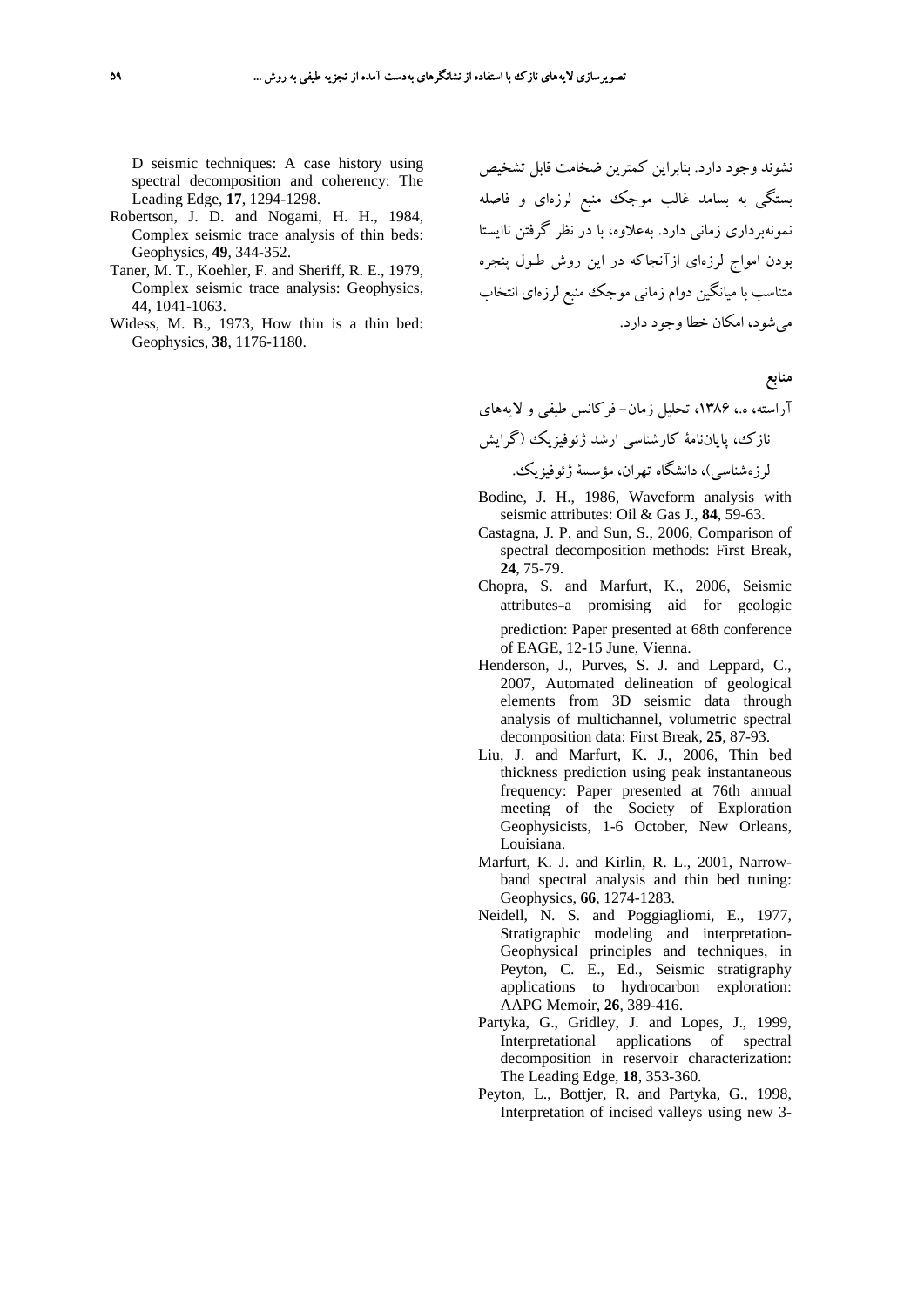نشوند وجود دارد. بنابراین کمترین ضخامت قابل تشخیص بستگی به بسامد غالب موجک منبع لرزه‌ای و فاصله نمونه‌برداری زمانی دارد. به‌علاوه، با در نظر گرفتن ناایستا بودن امواج لرزه‌ای ازآنجاکه در این روش طول پنجره متناسب با میانگین دوام زمانی موجک منبع لرزه‌ای انتخاب می‌شود، امکان خطا وجود دارد.

## منابع

آراسته، ه.، ۱۳۸۶، تحلیل زمان- فرکانس طیفی و لایه‌های نازک، پایان‌نامهٔ کارشناسی ارشد ژئوفیزیک (گرایش لرزه‌شناسی)، دانشگاه تهران، مؤسسهٔ ژئوفیزیک.

Bodine, J. H., 1986, Waveform analysis with seismic attributes: Oil & Gas J., **84**, 59-63.

Castagna, J. P. and Sun, S., 2006, Comparison of spectral decomposition methods: First Break, **24**, 75-79.

Chopra, S. and Marfurt, K., 2006, Seismic attributes–a promising aid for geologic prediction: Paper presented at 68th conference of EAGE, 12-15 June, Vienna.

Henderson, J., Purves, S. J. and Leppard, C., 2007, Automated delineation of geological elements from 3D seismic data through analysis of multichannel, volumetric spectral decomposition data: First Break, **25**, 87-93.

Liu, J. and Marfurt, K. J., 2006, Thin bed thickness prediction using peak instantaneous frequency: Paper presented at 76th annual meeting of the Society of Exploration Geophysicists, 1-6 October, New Orleans, Louisiana.

Marfurt, K. J. and Kirlin, R. L., 2001, Narrow-band spectral analysis and thin bed tuning: Geophysics, **66**, 1274-1283.

Neidell, N. S. and Poggiagliomi, E., 1977, Stratigraphic modeling and interpretation-Geophysical principles and techniques, in Peyton, C. E., Ed., Seismic stratigraphy applications to hydrocarbon exploration: AAPG Memoir, **26**, 389-416.

Partyka, G., Gridley, J. and Lopes, J., 1999, Interpretational applications of spectral decomposition in reservoir characterization: The Leading Edge, **18**, 353-360.

Peyton, L., Bottjer, R. and Partyka, G., 1998, Interpretation of incised valleys using new 3-D seismic techniques: A case history using spectral decomposition and coherency: The Leading Edge, **17**, 1294-1298.

Robertson, J. D. and Nogami, H. H., 1984, Complex seismic trace analysis of thin beds: Geophysics, **49**, 344-352.

Taner, M. T., Koehler, F. and Sheriff, R. E., 1979, Complex seismic trace analysis: Geophysics, **44**, 1041-1063.

Widess, M. B., 1973, How thin is a thin bed: Geophysics, **38**, 1176-1180.